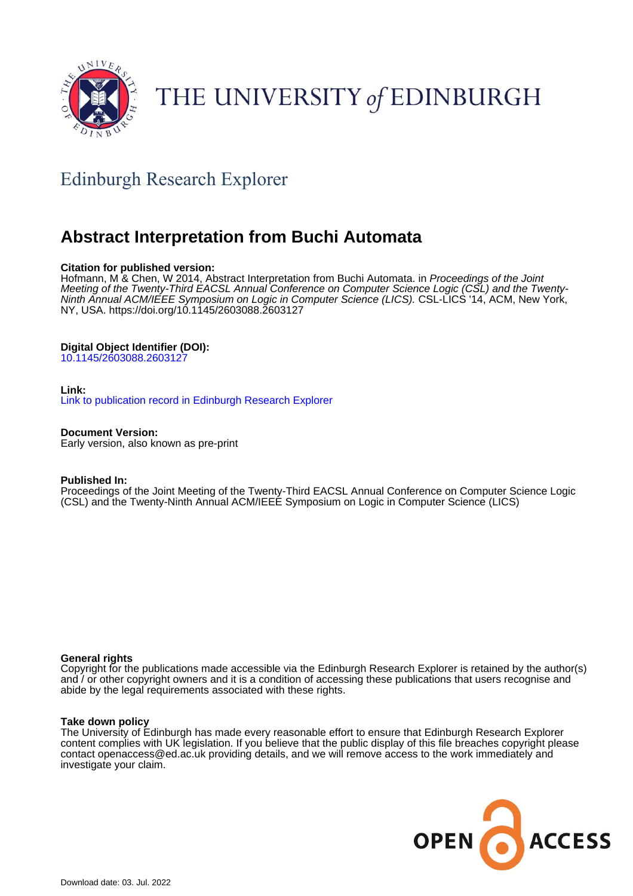THE UNIVERSITY of EDINBURGH

Edinburgh Research Explorer

# Abstract Interpretation from Buchi Automata

**Citation for published version:**
Hofmann, M & Chen, W 2014, Abstract Interpretation from Buchi Automata. in *Proceedings of the Joint Meeting of the Twenty-Third EACSL Annual Conference on Computer Science Logic (CSL) and the Twenty-Ninth Annual ACM/IEEE Symposium on Logic in Computer Science (LICS).* CSL-LICS '14, ACM, New York, NY, USA. https://doi.org/10.1145/2603088.2603127

**Digital Object Identifier (DOI):**
10.1145/2603088.2603127

**Link:**
Link to publication record in Edinburgh Research Explorer

**Document Version:**
Early version, also known as pre-print

**Published In:**
Proceedings of the Joint Meeting of the Twenty-Third EACSL Annual Conference on Computer Science Logic (CSL) and the Twenty-Ninth Annual ACM/IEEE Symposium on Logic in Computer Science (LICS)

**General rights**
Copyright for the publications made accessible via the Edinburgh Research Explorer is retained by the author(s) and / or other copyright owners and it is a condition of accessing these publications that users recognise and abide by the legal requirements associated with these rights.

**Take down policy**
The University of Edinburgh has made every reasonable effort to ensure that Edinburgh Research Explorer content complies with UK legislation. If you believe that the public display of this file breaches copyright please contact openaccess@ed.ac.uk providing details, and we will remove access to the work immediately and investigate your claim.

Download date: 03. Jul. 2022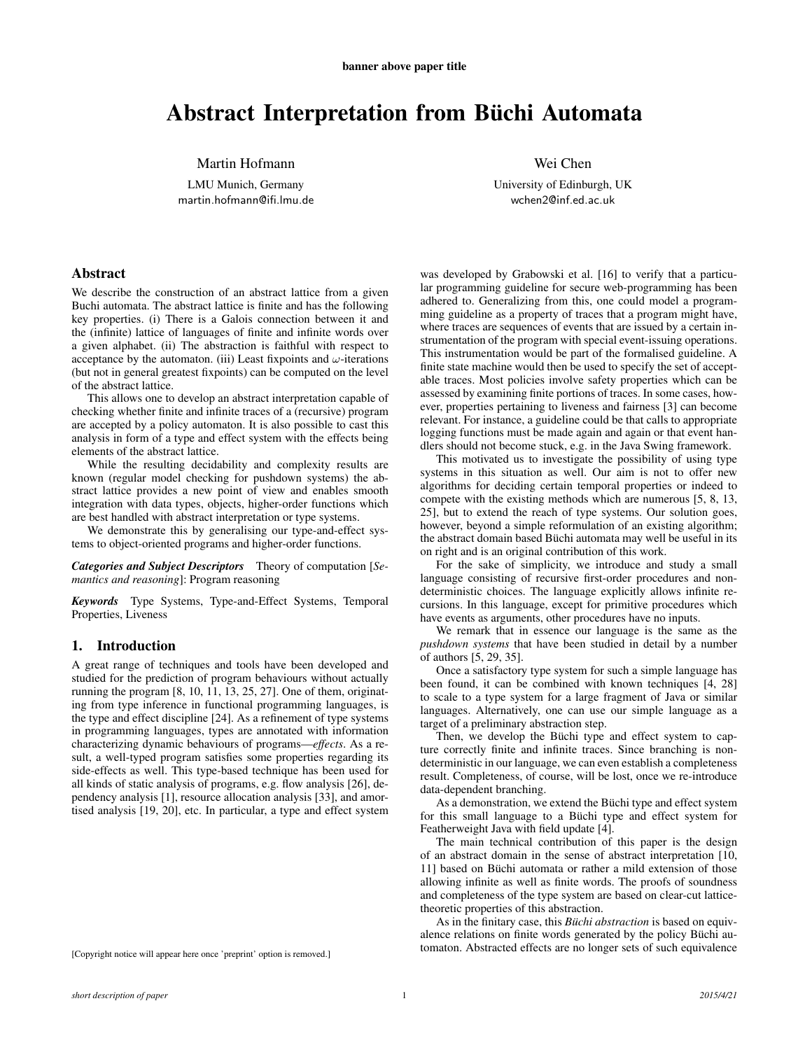banner above paper title

# Abstract Interpretation from Büchi Automata

Martin Hofmann
LMU Munich, Germany
martin.hofmann@ifi.lmu.de

Wei Chen
University of Edinburgh, UK
wchen2@inf.ed.ac.uk

## Abstract

We describe the construction of an abstract lattice from a given Buchi automata. The abstract lattice is finite and has the following key properties. (i) There is a Galois connection between it and the (infinite) lattice of languages of finite and infinite words over a given alphabet. (ii) The abstraction is faithful with respect to acceptance by the automaton. (iii) Least fixpoints and $\omega$-iterations (but not in general greatest fixpoints) can be computed on the level of the abstract lattice.

This allows one to develop an abstract interpretation capable of checking whether finite and infinite traces of a (recursive) program are accepted by a policy automaton. It is also possible to cast this analysis in form of a type and effect system with the effects being elements of the abstract lattice.

While the resulting decidability and complexity results are known (regular model checking for pushdown systems) the abstract lattice provides a new point of view and enables smooth integration with data types, objects, higher-order functions which are best handled with abstract interpretation or type systems.

We demonstrate this by generalising our type-and-effect systems to object-oriented programs and higher-order functions.

***Categories and Subject Descriptors*** Theory of computation [*Semantics and reasoning*]: Program reasoning

***Keywords*** Type Systems, Type-and-Effect Systems, Temporal Properties, Liveness

## 1. Introduction

A great range of techniques and tools have been developed and studied for the prediction of program behaviours without actually running the program [8, 10, 11, 13, 25, 27]. One of them, originating from type inference in functional programming languages, is the type and effect discipline [24]. As a refinement of type systems in programming languages, types are annotated with information characterizing dynamic behaviours of programs—*effects*. As a result, a well-typed program satisfies some properties regarding its side-effects as well. This type-based technique has been used for all kinds of static analysis of programs, e.g. flow analysis [26], dependency analysis [1], resource allocation analysis [33], and amortised analysis [19, 20], etc. In particular, a type and effect system was developed by Grabowski et al. [16] to verify that a particular programming guideline for secure web-programming has been adhered to. Generalizing from this, one could model a programming guideline as a property of traces that a program might have, where traces are sequences of events that are issued by a certain instrumentation of the program with special event-issuing operations. This instrumentation would be part of the formalised guideline. A finite state machine would then be used to specify the set of acceptable traces. Most policies involve safety properties which can be assessed by examining finite portions of traces. In some cases, however, properties pertaining to liveness and fairness [3] can become relevant. For instance, a guideline could be that calls to appropriate logging functions must be made again and again or that event handlers should not become stuck, e.g. in the Java Swing framework.

This motivated us to investigate the possibility of using type systems in this situation as well. Our aim is not to offer new algorithms for deciding certain temporal properties or indeed to compete with the existing methods which are numerous [5, 8, 13, 25], but to extend the reach of type systems. Our solution goes, however, beyond a simple reformulation of an existing algorithm; the abstract domain based Büchi automata may well be useful in its on right and is an original contribution of this work.

For the sake of simplicity, we introduce and study a small language consisting of recursive first-order procedures and nondeterministic choices. The language explicitly allows infinite recursions. In this language, except for primitive procedures which have events as arguments, other procedures have no inputs.

We remark that in essence our language is the same as the *pushdown systems* that have been studied in detail by a number of authors [5, 29, 35].

Once a satisfactory type system for such a simple language has been found, it can be combined with known techniques [4, 28] to scale to a type system for a large fragment of Java or similar languages. Alternatively, one can use our simple language as a target of a preliminary abstraction step.

Then, we develop the Büchi type and effect system to capture correctly finite and infinite traces. Since branching is nondeterministic in our language, we can even establish a completeness result. Completeness, of course, will be lost, once we re-introduce data-dependent branching.

As a demonstration, we extend the Büchi type and effect system for this small language to a Büchi type and effect system for Featherweight Java with field update [4].

The main technical contribution of this paper is the design of an abstract domain in the sense of abstract interpretation [10, 11] based on Büchi automata or rather a mild extension of those allowing infinite as well as finite words. The proofs of soundness and completeness of the type system are based on clear-cut lattice-theoretic properties of this abstraction.

As in the finitary case, this *Büchi abstraction* is based on equivalence relations on finite words generated by the policy Büchi automaton. Abstracted effects are no longer sets of such equivalence

[Copyright notice will appear here once 'preprint' option is removed.]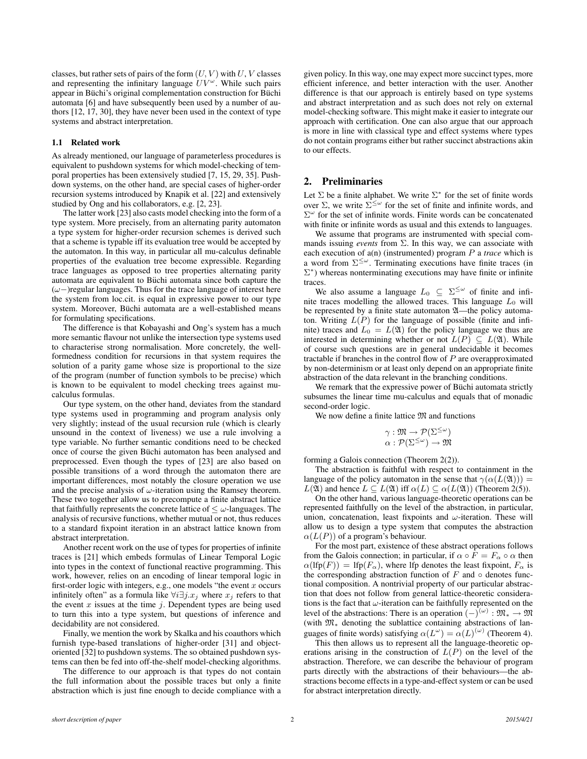classes, but rather sets of pairs of the form $(U, V)$ with $U, V$ classes and representing the infinitary language $UV^\omega$. While such pairs appear in Büchi's original complementation construction for Büchi automata [6] and have subsequently been used by a number of authors [12, 17, 30], they have never been used in the context of type systems and abstract interpretation.

### 1.1 Related work

As already mentioned, our language of parameterless procedures is equivalent to pushdown systems for which model-checking of temporal properties has been extensively studied [7, 15, 29, 35]. Pushdown systems, on the other hand, are special cases of higher-order recursion systems introduced by Knapik et al. [22] and extensively studied by Ong and his collaborators, e.g. [2, 23].

The latter work [23] also casts model checking into the form of a type system. More precisely, from an alternating parity automaton a type system for higher-order recursion schemes is derived such that a scheme is typable iff its evaluation tree would be accepted by the automaton. In this way, in particular all mu-calculus definable properties of the evaluation tree become expressible. Regarding trace languages as opposed to tree properties alternating parity automata are equivalent to Büchi automata since both capture the ($\omega-$)regular languages. Thus for the trace language of interest here the system from loc.cit. is equal in expressive power to our type system. Moreover, Büchi automata are a well-established means for formulating specifications.

The difference is that Kobayashi and Ong's system has a much more semantic flavour not unlike the intersection type systems used to characterise strong normalisation. More concretely, the well-formedness condition for recursions in that system requires the solution of a parity game whose size is proportional to the size of the program (number of function symbols to be precise) which is known to be equivalent to model checking trees against mu-calculus formulas.

Our type system, on the other hand, deviates from the standard type systems used in programming and program analysis only very slightly; instead of the usual recursion rule (which is clearly unsound in the context of liveness) we use a rule involving a type variable. No further semantic conditions need to be checked once of course the given Büchi automaton has been analysed and preprocessed. Even though the types of [23] are also based on possible transitions of a word through the automaton there are important differences, most notably the closure operation we use and the precise analysis of $\omega$-iteration using the Ramsey theorem. These two together allow us to precompute a finite abstract lattice that faithfully represents the concrete lattice of $\leq\omega$-languages. The analysis of recursive functions, whether mutual or not, thus reduces to a standard fixpoint iteration in an abstract lattice known from abstract interpretation.

Another recent work on the use of types for properties of infinite traces is [21] which embeds formulas of Linear Temporal Logic into types in the context of functional reactive programming. This work, however, relies on an encoding of linear temporal logic in first-order logic with integers, e.g., one models "the event $x$ occurs infinitely often" as a formula like $\forall i \exists j. x_j$ where $x_j$ refers to that the event $x$ issues at the time $j$. Dependent types are being used to turn this into a type system, but questions of inference and decidability are not considered.

Finally, we mention the work by Skalka and his coauthors which furnish type-based translations of higher-order [31] and object-oriented [32] to pushdown systems. The so obtained pushdown systems can then be fed into off-the-shelf model-checking algorithms.

The difference to our approach is that types do not contain the full information about the possible traces but only a finite abstraction which is just fine enough to decide compliance with a given policy. In this way, one may expect more succinct types, more efficient inference, and better interaction with the user. Another difference is that our approach is entirely based on type systems and abstract interpretation and as such does not rely on external model-checking software. This might make it easier to integrate our approach with certification. One can also argue that our approach is more in line with classical type and effect systems where types do not contain programs either but rather succinct abstractions akin to our effects.

## 2. Preliminaries

Let $\Sigma$ be a finite alphabet. We write $\Sigma^*$ for the set of finite words over $\Sigma$, we write $\Sigma^{\leq\omega}$ for the set of finite and infinite words, and $\Sigma^\omega$ for the set of infinite words. Finite words can be concatenated with finite or infinite words as usual and this extends to languages.

We assume that programs are instrumented with special commands issuing *events* from $\Sigma$. In this way, we can associate with each execution of a(n) (instrumented) program $P$ a *trace* which is a word from $\Sigma^{\leq\omega}$. Terminating executions have finite traces (in $\Sigma^*$) whereas nonterminating executions may have finite or infinite traces.

We also assume a language $L_0 \subseteq \Sigma^{\leq\omega}$ of finite and infinite traces modelling the allowed traces. This language $L_0$ will be represented by a finite state automaton $\mathfrak{A}$—the policy automaton. Writing $L(P)$ for the language of possible (finite and infinite) traces and $L_0 = L(\mathfrak{A})$ for the policy language we thus are interested in determining whether or not $L(P) \subseteq L(\mathfrak{A})$. While of course such questions are in general undecidable it becomes tractable if branches in the control flow of $P$ are overapproximated by non-determinism or at least only depend on an appropriate finite abstraction of the data relevant in the branching conditions.

We remark that the expressive power of Büchi automata strictly subsumes the linear time mu-calculus and equals that of monadic second-order logic.

We now define a finite lattice $\mathfrak{M}$ and functions

$$\gamma : \mathfrak{M} \to \mathcal{P}(\Sigma^{\leq\omega})$$
$$\alpha : \mathcal{P}(\Sigma^{\leq\omega}) \to \mathfrak{M}$$

forming a Galois connection (Theorem 2(2)).

The abstraction is faithful with respect to containment in the language of the policy automaton in the sense that $\gamma(\alpha(L(\mathfrak{A}))) = L(\mathfrak{A})$ and hence $L \subseteq L(\mathfrak{A})$ iff $\alpha(L) \subseteq \alpha(L(\mathfrak{A}))$ (Theorem 2(5)).

On the other hand, various language-theoretic operations can be represented faithfully on the level of the abstraction, in particular, union, concatenation, least fixpoints and $\omega$-iteration. These will allow us to design a type system that computes the abstraction $\alpha(L(P))$ of a program's behaviour.

For the most part, existence of these abstract operations follows from the Galois connection; in particular, if $\alpha \circ F = F_\alpha \circ \alpha$ then $\alpha(\mathrm{lfp}(F)) = \mathrm{lfp}(F_\alpha)$, where lfp denotes the least fixpoint, $F_\alpha$ is the corresponding abstraction function of $F$ and $\circ$ denotes functional composition. A nontrivial property of our particular abstraction that does not follow from general lattice-theoretic considerations is the fact that $\omega$-iteration can be faithfully represented on the level of the abstractions: There is an operation $(-)^{(\omega)} : \mathfrak{M}_* \to \mathfrak{M}$ (with $\mathfrak{M}_*$ denoting the sublattice containing abstractions of languages of finite words) satisfying $\alpha(L^\omega) = \alpha(L)^{(\omega)}$ (Theorem 4).

This then allows us to represent all the language-theoretic operations arising in the construction of $L(P)$ on the level of the abstraction. Therefore, we can describe the behaviour of program parts directly with the abstractions of their behaviours—the abstractions become effects in a type-and-effect system or can be used for abstract interpretation directly.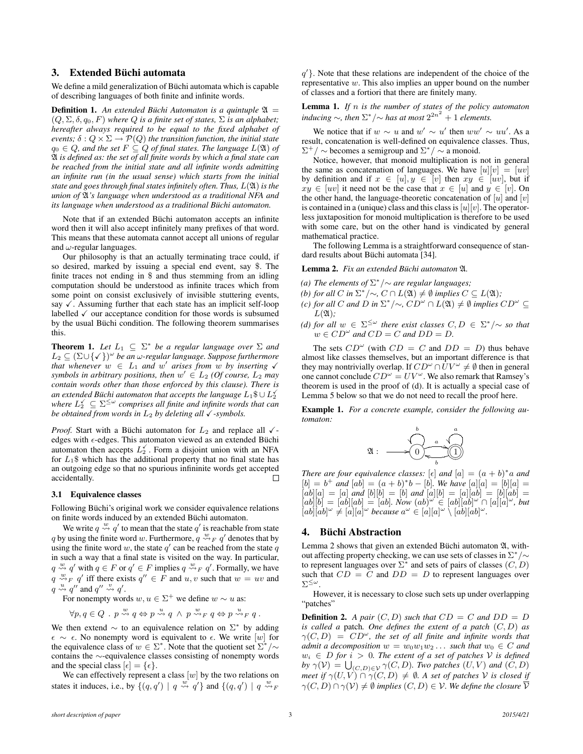## 3. Extended Büchi automata

We define a mild generalization of Büchi automata which is capable of describing languages of both finite and infinite words.

**Definition 1.** *An extended Büchi Automaton is a quintuple $\mathfrak{A} = (Q, \Sigma, \delta, q_0, F)$ where $Q$ is a finite set of states, $\Sigma$ is an alphabet; hereafter always required to be equal to the fixed alphabet of events; $\delta : Q \times \Sigma \to \mathcal{P}(Q)$ the transition function, the initial state $q_0 \in Q$, and the set $F \subseteq Q$ of final states. The language $L(\mathfrak{A})$ of $\mathfrak{A}$ is defined as: the set of all finite words by which a final state can be reached from the initial state and all infinite words admitting an infinite run (in the usual sense) which starts from the initial state and goes through final states infinitely often. Thus, $L(\mathfrak{A})$ is the union of $\mathfrak{A}$'s language when understood as a traditional NFA and its language when understood as a traditional Büchi automaton.*

Note that if an extended Büchi automaton accepts an infinite word then it will also accept infinitely many prefixes of that word. This means that these automata cannot accept all unions of regular and $\omega$-regular languages.

Our philosophy is that an actually terminating trace could, if so desired, marked by issuing a special end event, say \$. The finite traces not ending in \$ and thus stemming from an idling computation should be understood as infinite traces which from some point on consist exclusively of invisible stuttering events, say $\checkmark$. Assuming further that each state has an implicit self-loop labelled $\checkmark$ our acceptance condition for those words is subsumed by the usual Büchi condition. The following theorem summarises this.

**Theorem 1.** *Let $L_1 \subseteq \Sigma^*$ be a regular language over $\Sigma$ and $L_2 \subseteq (\Sigma \cup \{\checkmark\})^\omega$ be an $\omega$-regular language. Suppose furthermore that whenever $w \in L_1$ and $w'$ arises from $w$ by inserting $\checkmark$ symbols in arbitrary positions, then $w' \in L_2$ (Of course, $L_2$ may contain words other than those enforced by this clause). There is an extended Büchi automaton that accepts the language $L_1\$ \cup L_2^{\checkmark}$ where $L_2^{\checkmark} \subseteq \Sigma^{\leq\omega}$ comprises all finite and infinite words that can be obtained from words in $L_2$ by deleting all $\checkmark$-symbols.*

*Proof.* Start with a Büchi automaton for $L_2$ and replace all $\checkmark$-edges with $\epsilon$-edges. This automaton viewed as an extended Büchi automaton then accepts $L_2^{\checkmark}$. Form a disjoint union with an NFA for $L_1\$$ which has the additional property that no final state has an outgoing edge so that no spurious infininite words get accepted accidentally. $\square$

### 3.1 Equivalence classes

Following Büchi's original work we consider equivalence relations on finite words induced by an extended Büchi automaton.

We write $q \overset{w}{\rightsquigarrow} q'$ to mean that the state $q'$ is reachable from state $q$ by using the finite word $w$. Furthermore, $q \overset{w}{\rightsquigarrow}_F q'$ denotes that by using the finite word $w$, the state $q'$ can be reached from the state $q$ in such a way that a final state is visited on the way. In particular, $q \overset{w}{\rightsquigarrow} q'$ with $q \in F$ or $q' \in F$ implies $q \overset{w}{\rightsquigarrow}_F q'$. Formally, we have $q \overset{w}{\rightsquigarrow}_F q'$ iff there exists $q'' \in F$ and $u, v$ such that $w = uv$ and $q \overset{u}{\rightsquigarrow} q''$ and $q'' \overset{v}{\rightsquigarrow} q'$.

For nonempty words $w, u \in \Sigma^+$ we define $w \sim u$ as:

$$\forall p, q \in Q \ . \ p \overset{w}{\rightsquigarrow} q \Leftrightarrow p \overset{u}{\rightsquigarrow} q \ \wedge \ p \overset{w}{\rightsquigarrow}_F q \Leftrightarrow p \overset{u}{\rightsquigarrow}_F q \ .$$

We then extend $\sim$ to an equivalence relation on $\Sigma^*$ by adding $\epsilon \sim \epsilon$. No nonempty word is equivalent to $\epsilon$. We write $[w]$ for the equivalence class of $w \in \Sigma^*$. Note that the quotient set $\Sigma^*/\!\sim$ contains the $\sim$-equivalence classes consisting of nonempty words and the special class $[\epsilon] = \{\epsilon\}$.

We can effectively represent a class $[w]$ by the two relations on states it induces, i.e., by $\{(q, q') \mid q \overset{w}{\rightsquigarrow} q'\}$ and $\{(q, q') \mid q \overset{w}{\rightsquigarrow}_F q'\}$. Note that these relations are independent of the choice of the representative $w$. This also implies an upper bound on the number of classes and a fortiori that there are finitely many.

**Lemma 1.** *If $n$ is the number of states of the policy automaton inducing $\sim$, then $\Sigma^*/\!\sim$ has at most $2^{2n^2} + 1$ elements.*

We notice that if $w \sim u$ and $w' \sim u'$ then $ww' \sim uu'$. As a result, concatenation is well-defined on equivalence classes. Thus, $\Sigma^+/\sim$ becomes a semigroup and $\Sigma^*/\sim$ a monoid.

Notice, however, that monoid multiplication is not in general the same as concatenation of languages. We have $[u][v] = [uv]$ by definition and if $x \in [u], y \in [v]$ then $xy \in [uv]$, but if $xy \in [uv]$ it need not be the case that $x \in [u]$ and $y \in [v]$. On the other hand, the language-theoretic concatenation of $[u]$ and $[v]$ is contained in a (unique) class and this class is $[u][v]$. The operatorless juxtaposition for monoid multiplication is therefore to be used with some care, but on the other hand is vindicated by general mathematical practice.

The following Lemma is a straightforward consequence of standard results about Büchi automata [34].

**Lemma 2.** *Fix an extended Büchi automaton $\mathfrak{A}$.*

*(a) The elements of $\Sigma^*/\!\sim$ are regular languages;*
*(b) for all $C$ in $\Sigma^*/\!\sim$, $C \cap L(\mathfrak{A}) \neq \emptyset$ implies $C \subseteq L(\mathfrak{A})$;*
*(c) for all $C$ and $D$ in $\Sigma^*/\!\sim$, $CD^\omega \cap L(\mathfrak{A}) \neq \emptyset$ implies $CD^\omega \subseteq L(\mathfrak{A})$;*
*(d) for all $w \in \Sigma^{\leq\omega}$ there exist classes $C, D \in \Sigma^*/\!\sim$ so that $w \in CD^\omega$ and $CD = C$ and $DD = D$.*

The sets $CD^\omega$ (with $CD = C$ and $DD = D$) thus behave almost like classes themselves, but an important difference is that they may nontrivially overlap. If $CD^\omega \cap UV^\omega \neq \emptyset$ then in general one cannot conclude $CD^\omega = UV^\omega$. We also remark that Ramsey's theorem is used in the proof of (d). It is actually a special case of Lemma 5 below so that we do not need to recall the proof here.

**Example 1.** *For a concrete example, consider the following automaton:*

$$\mathfrak{A}: \longrightarrow (0) \underset{b}{\overset{a}{\rightleftarrows}} ((1)), \quad 0 \overset{b}{\circlearrowleft}, \quad 1 \overset{a}{\circlearrowleft}$$

*There are four equivalence classes: $[\epsilon]$ and $[a] = (a + b)^*a$ and $[b] = b^+$ and $[ab] = (a + b)^*b - [b]$. We have $[a][a] = [b][a] = [ab][a] = [a]$ and $[b][b] = [b]$ and $[a][b] = [a][ab] = [b][ab] = [ab][b] = [ab][ab] = [ab]$. Now $(ab)^\omega \in [ab][ab]^\omega \cap [a][a]^\omega$, but $[ab][ab]^\omega \neq [a][a]^\omega$ because $a^\omega \in [a][a]^\omega \setminus [ab][ab]^\omega$.*

## 4. Büchi Abstraction

Lemma 2 shows that given an extended Büchi automaton $\mathfrak{A}$, without affecting property checking, we can use sets of classes in $\Sigma^*/\!\sim$ to represent languages over $\Sigma^*$ and sets of pairs of classes $(C, D)$ such that $CD = C$ and $DD = D$ to represent languages over $\Sigma^{\leq\omega}$.

However, it is necessary to close such sets up under overlapping "patches"

**Definition 2.** *A pair $(C, D)$ such that $CD = C$ and $DD = D$ is called a* patch*. One defines the extent of a patch $(C, D)$ as $\gamma(C, D) = CD^\omega$, the set of all finite and infinite words that admit a decomposition $w = w_0w_1w_2\ldots$ such that $w_0 \in C$ and $w_i \in D$ for $i > 0$. The extent of a set of patches $\mathcal{V}$ is defined by $\gamma(\mathcal{V}) = \bigcup_{(C,D)\in\mathcal{V}} \gamma(C, D)$. Two patches $(U, V)$ and $(C, D)$ meet if $\gamma(U, V) \cap \gamma(C, D) \neq \emptyset$. A set of patches $\mathcal{V}$ is closed if $\gamma(C, D) \cap \gamma(\mathcal{V}) \neq \emptyset$ implies $(C, D) \in \mathcal{V}$. We define the closure $\overline{\mathcal{V}}$*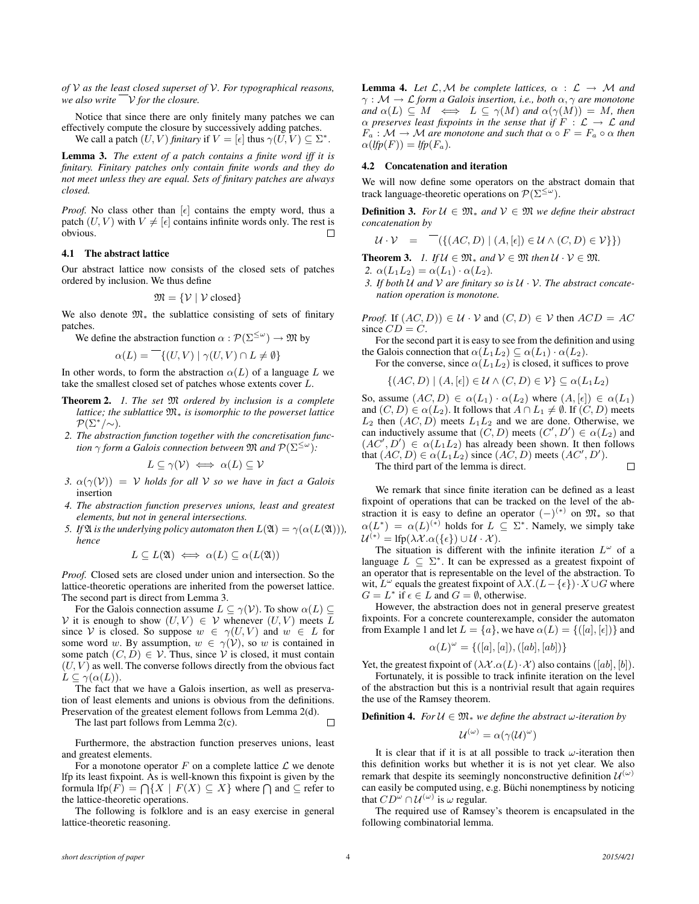*of $\mathcal{V}$ as the least closed superset of $\mathcal{V}$. For typographical reasons, we also write $\overline{\phantom{x}}\mathcal{V}$ for the closure.*

Notice that since there are only finitely many patches we can effectively compute the closure by successively adding patches.

We call a patch $(U, V)$ *finitary* if $V = [\epsilon]$ thus $\gamma(U, V) \subseteq \Sigma^*$.

**Lemma 3.** *The extent of a patch contains a finite word iff it is finitary. Finitary patches only contain finite words and they do not meet unless they are equal. Sets of finitary patches are always closed.*

*Proof.* No class other than $[\epsilon]$ contains the empty word, thus a patch $(U, V)$ with $V \neq [\epsilon]$ contains infinite words only. The rest is obvious. $\square$

### 4.1 The abstract lattice

Our abstract lattice now consists of the closed sets of patches ordered by inclusion. We thus define

$$\mathfrak{M} = \{\mathcal{V} \mid \mathcal{V} \text{ closed}\}$$

We also denote $\mathfrak{M}_*$ the sublattice consisting of sets of finitary patches.

We define the abstraction function $\alpha : \mathcal{P}(\Sigma^{\leq\omega}) \rightarrow \mathfrak{M}$ by

$$\alpha(L) = \overline{\phantom{x}}\{(U, V) \mid \gamma(U, V) \cap L \neq \emptyset\}$$

In other words, to form the abstraction $\alpha(L)$ of a language $L$ we take the smallest closed set of patches whose extents cover $L$.

**Theorem 2.** *1. The set $\mathfrak{M}$ ordered by inclusion is a complete lattice; the sublattice $\mathfrak{M}_*$ is isomorphic to the powerset lattice $\mathcal{P}(\Sigma^*/\!\sim)$.*

*2. The abstraction function together with the concretisation function $\gamma$ form a Galois connection between $\mathfrak{M}$ and $\mathcal{P}(\Sigma^{\leq\omega})$:*

$$L \subseteq \gamma(\mathcal{V}) \iff \alpha(L) \subseteq \mathcal{V}$$

*3. $\alpha(\gamma(\mathcal{V})) = \mathcal{V}$ holds for all $\mathcal{V}$ so we have in fact a Galois* insertion

*4. The abstraction function preserves unions, least and greatest elements, but not in general intersections.*

*5. If $\mathfrak{A}$ is the underlying policy automaton then $L(\mathfrak{A}) = \gamma(\alpha(L(\mathfrak{A})))$, hence*

$$L \subseteq L(\mathfrak{A}) \iff \alpha(L) \subseteq \alpha(L(\mathfrak{A}))$$

*Proof.* Closed sets are closed under union and intersection. So the lattice-theoretic operations are inherited from the powerset lattice. The second part is direct from Lemma 3.

For the Galois connection assume $L \subseteq \gamma(\mathcal{V})$. To show $\alpha(L) \subseteq \mathcal{V}$ it is enough to show $(U, V) \in \mathcal{V}$ whenever $(U, V)$ meets $L$ since $\mathcal{V}$ is closed. So suppose $w \in \gamma(U, V)$ and $w \in L$ for some word $w$. By assumption, $w \in \gamma(\mathcal{V})$, so $w$ is contained in some patch $(C, D) \in \mathcal{V}$. Thus, since $\mathcal{V}$ is closed, it must contain $(U, V)$ as well. The converse follows directly from the obvious fact $L \subseteq \gamma(\alpha(L))$.

The fact that we have a Galois insertion, as well as preservation of least elements and unions is obvious from the definitions. Preservation of the greatest element follows from Lemma 2(d).

The last part follows from Lemma 2(c). $\square$

Furthermore, the abstraction function preserves unions, least and greatest elements.

For a monotone operator $F$ on a complete lattice $\mathcal{L}$ we denote lfp its least fixpoint. As is well-known this fixpoint is given by the formula $\text{lfp}(F) = \bigcap\{X \mid F(X) \subseteq X\}$ where $\bigcap$ and $\subseteq$ refer to the lattice-theoretic operations.

The following is folklore and is an easy exercise in general lattice-theoretic reasoning.

**Lemma 4.** *Let $\mathcal{L}, \mathcal{M}$ be complete lattices, $\alpha : \mathcal{L} \rightarrow \mathcal{M}$ and $\gamma : \mathcal{M} \rightarrow \mathcal{L}$ form a Galois insertion, i.e., both $\alpha, \gamma$ are monotone and $\alpha(L) \subseteq M \iff L \subseteq \gamma(M)$ and $\alpha(\gamma(M)) = M$, then $\alpha$ preserves least fixpoints in the sense that if $F : \mathcal{L} \rightarrow \mathcal{L}$ and $F_a : \mathcal{M} \rightarrow \mathcal{M}$ are monotone and such that $\alpha \circ F = F_a \circ \alpha$ then $\alpha(\mathit{lfp}(F)) = \mathit{lfp}(F_a)$.*

### 4.2 Concatenation and iteration

We will now define some operators on the abstract domain that track language-theoretic operations on $\mathcal{P}(\Sigma^{\leq\omega})$.

**Definition 3.** *For $\mathcal{U} \in \mathfrak{M}_*$ and $\mathcal{V} \in \mathfrak{M}$ we define their abstract concatenation by*

$$\mathcal{U} \cdot \mathcal{V} \quad = \quad \overline{\phantom{x}}(\{(AC, D) \mid (A, [\epsilon]) \in \mathcal{U} \wedge (C, D) \in \mathcal{V}\})$$

**Theorem 3.** *1. If $\mathcal{U} \in \mathfrak{M}_*$ and $\mathcal{V} \in \mathfrak{M}$ then $\mathcal{U} \cdot \mathcal{V} \in \mathfrak{M}$.*

*2. $\alpha(L_1 L_2) = \alpha(L_1) \cdot \alpha(L_2)$.*

*3. If both $\mathcal{U}$ and $\mathcal{V}$ are finitary so is $\mathcal{U} \cdot \mathcal{V}$. The abstract concatenation operation is monotone.*

*Proof.* If $(AC, D)) \in \mathcal{U} \cdot \mathcal{V}$ and $(C, D) \in \mathcal{V}$ then $ACD = AC$ since $CD = C$.

For the second part it is easy to see from the definition and using the Galois connection that $\alpha(L_1 L_2) \subseteq \alpha(L_1) \cdot \alpha(L_2)$.

For the converse, since $\alpha(L_1 L_2)$ is closed, it suffices to prove

$$\{(AC, D) \mid (A, [\epsilon]) \in \mathcal{U} \wedge (C, D) \in \mathcal{V}\} \subseteq \alpha(L_1 L_2)$$

So, assume $(AC, D) \in \alpha(L_1) \cdot \alpha(L_2)$ where $(A, [\epsilon]) \in \alpha(L_1)$ and $(C, D) \in \alpha(L_2)$. It follows that $A \cap L_1 \neq \emptyset$. If $(C, D)$ meets $L_2$ then $(AC, D)$ meets $L_1 L_2$ and we are done. Otherwise, we can inductively assume that $(C, D)$ meets $(C', D') \in \alpha(L_2)$ and $(AC', D') \in \alpha(L_1 L_2)$ has already been shown. It then follows that $(AC, D) \in \alpha(L_1 L_2)$ since $(AC, D)$ meets $(AC', D')$.

The third part of the lemma is direct. $\square$

We remark that since finite iteration can be defined as a least fixpoint of operations that can be tracked on the level of the abstraction it is easy to define an operator $(-)^{(*)}$ on $\mathfrak{M}_*$ so that $\alpha(L^*) = \alpha(L)^{(*)}$ holds for $L \subseteq \Sigma^*$. Namely, we simply take $\mathcal{U}^{(*)} = \text{lfp}(\lambda\mathcal{X}.\alpha(\{\epsilon\}) \cup \mathcal{U} \cdot \mathcal{X})$.

The situation is different with the infinite iteration $L^\omega$ of a language $L \subseteq \Sigma^*$. It can be expressed as a greatest fixpoint of an operator that is representable on the level of the abstraction. To wit, $L^\omega$ equals the greatest fixpoint of $\lambda X.(L - \{\epsilon\}) \cdot X \cup G$ where $G = L^*$ if $\epsilon \in L$ and $G = \emptyset$, otherwise.

However, the abstraction does not in general preserve greatest fixpoints. For a concrete counterexample, consider the automaton from Example 1 and let $L = \{a\}$, we have $\alpha(L) = \{([a], [\epsilon])\}$ and

$$\alpha(L)^\omega = \{([a], [a]), ([ab], [ab])\}$$

Yet, the greatest fixpoint of $(\lambda\mathcal{X}.\alpha(L) \cdot \mathcal{X})$ also contains $([ab], [b])$.

Fortunately, it is possible to track infinite iteration on the level of the abstraction but this is a nontrivial result that again requires the use of the Ramsey theorem.

**Definition 4.** *For $\mathcal{U} \in \mathfrak{M}_*$ we define the abstract $\omega$-iteration by*

$$\mathcal{U}^{(\omega)} = \alpha(\gamma(\mathcal{U})^\omega)$$

It is clear that if it is at all possible to track $\omega$-iteration then this definition works but whether it is is not yet clear. We also remark that despite its seemingly nonconstructive definition $\mathcal{U}^{(\omega)}$ can easily be computed using, e.g. Büchi nonemptiness by noticing that $CD^\omega \cap \mathcal{U}^{(\omega)}$ is $\omega$ regular.

The required use of Ramsey's theorem is encapsulated in the following combinatorial lemma.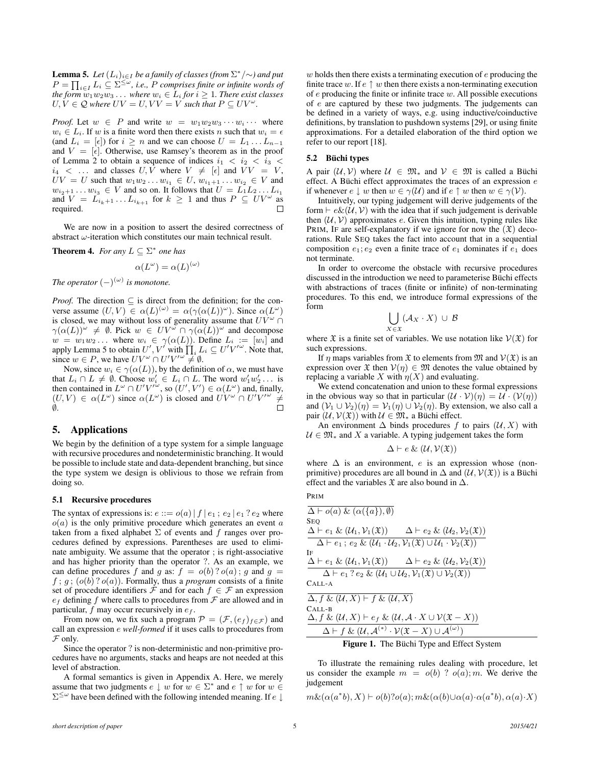**Lemma 5.** *Let $(L_i)_{i \in I}$ be a family of classes (from $\Sigma^*/\!\sim$) and put $P = \prod_{i \in I} L_i \subseteq \Sigma^{\leq \omega}$, i.e., $P$ comprises finite or infinite words of the form $w_1 w_2 w_3 \ldots$ where $w_i \in L_i$ for $i \geq 1$. There exist classes $U, V \in \mathcal{Q}$ where $UV = U, VV = V$ such that $P \subseteq UV^\omega$.*

*Proof.* Let $w \in P$ and write $w = w_1 w_2 w_3 \cdots w_i \cdots$ where $w_i \in L_i$. If $w$ is a finite word then there exists $n$ such that $w_i = \epsilon$ (and $L_i = [\epsilon]$) for $i \geq n$ and we can choose $U = L_1 \ldots L_{n-1}$ and $V = [\epsilon]$. Otherwise, use Ramsey's theorem as in the proof of Lemma 2 to obtain a sequence of indices $i_1 < i_2 < i_3 < i_4 < \ldots$ and classes $U, V$ where $V \neq [\epsilon]$ and $VV = V$, $UV = U$ such that $w_1 w_2 \ldots w_{i_1} \in U$, $w_{i_1+1} \ldots w_{i_2} \in V$ and $w_{i_2+1} \ldots w_{i_3} \in V$ and so on. It follows that $U = L_1 L_2 \ldots L_{i_1}$ and $V = L_{i_k+1} \ldots L_{i_{k+1}}$ for $k \geq 1$ and thus $P \subseteq UV^\omega$ as required. □

We are now in a position to assert the desired correctness of abstract $\omega$-iteration which constitutes our main technical result.

**Theorem 4.** *For any $L \subseteq \Sigma^*$ one has*

$$\alpha(L^\omega) = \alpha(L)^{(\omega)}$$

*The operator $(-)^{(\omega)}$ is monotone.*

*Proof.* The direction $\subseteq$ is direct from the definition; for the converse assume $(U, V) \in \alpha(L)^{(\omega)} = \alpha(\gamma(\alpha(L))^\omega)$. Since $\alpha(L^\omega)$ is closed, we may without loss of generality assume that $UV^\omega \cap \gamma(\alpha(L))^\omega \neq \emptyset$. Pick $w \in UV^\omega \cap \gamma(\alpha(L))^\omega$ and decompose $w = w_1 w_2 \ldots$ where $w_i \in \gamma(\alpha(L))$. Define $L_i := [w_i]$ and apply Lemma 5 to obtain $U', V'$ with $\prod_i L_i \subseteq U'V'^\omega$. Note that, since $w \in P$, we have $UV^\omega \cap U'V'^\omega \neq \emptyset$.

Now, since $w_i \in \gamma(\alpha(L))$, by the definition of $\alpha$, we must have that $L_i \cap L \neq \emptyset$. Choose $w'_i \in L_i \cap L$. The word $w'_1 w'_2 \ldots$ is then contained in $L^\omega \cap U'V'^\omega$, so $(U', V') \in \alpha(L^\omega)$ and, finally, $(U, V) \in \alpha(L^\omega)$ since $\alpha(L^\omega)$ is closed and $UV^\omega \cap U'V'^\omega \neq \emptyset$. □

# 5. Applications

We begin by the definition of a type system for a simple language with recursive procedures and nondeterministic branching. It would be possible to include state and data-dependent branching, but since the type system we design is oblivious to those we refrain from doing so.

## 5.1 Recursive procedures

The syntax of expressions is: $e ::= o(a) \mid f \mid e_1 \,;\, e_2 \mid e_1 \,?\, e_2$ where $o(a)$ is the only primitive procedure which generates an event $a$ taken from a fixed alphabet $\Sigma$ of events and $f$ ranges over procedures defined by expressions. Parentheses are used to eliminate ambiguity. We assume that the operator ; is right-associative and has higher priority than the operator ?. As an example, we can define procedures $f$ and $g$ as: $f = o(b) \,?\, o(a) \,;\, g$ and $g = f \,;\, g \,;\, (o(b) \,?\, o(a))$. Formally, thus a *program* consists of a finite set of procedure identifiers $\mathcal{F}$ and for each $f \in \mathcal{F}$ an expression $e_f$ defining $f$ where calls to procedures from $\mathcal{F}$ are allowed and in particular, $f$ may occur recursively in $e_f$.

From now on, we fix such a program $\mathcal{P} = (\mathcal{F}, (e_f)_{f \in \mathcal{F}})$ and call an expression $e$ *well-formed* if it uses calls to procedures from $\mathcal{F}$ only.

Since the operator ? is non-deterministic and non-primitive procedures have no arguments, stacks and heaps are not needed at this level of abstraction.

A formal semantics is given in Appendix A. Here, we merely assume that two judgments $e \downarrow w$ for $w \in \Sigma^*$ and $e \uparrow w$ for $w \in \Sigma^{\leq \omega}$ have been defined with the following intended meaning. If $e \downarrow w$ holds then there exists a terminating execution of $e$ producing the finite trace $w$. If $e \uparrow w$ then there exists a non-terminating execution of $e$ producing the finite or infinite trace $w$. All possible executions of $e$ are captured by these two judgments. The judgements can be defined in a variety of ways, e.g. using inductive/coinductive definitions, by translation to pushdown systems [29], or using finite approximations. For a detailed elaboration of the third option we refer to our report [18].

## 5.2 Büchi types

A pair $(\mathcal{U}, \mathcal{V})$ where $\mathcal{U} \in \mathfrak{M}_*$ and $\mathcal{V} \in \mathfrak{M}$ is called a Büchi effect. A Büchi effect approximates the traces of an expression $e$ if whenever $e \downarrow w$ then $w \in \gamma(\mathcal{U})$ and if $e \uparrow w$ then $w \in \gamma(\mathcal{V})$.

Intuitively, our typing judgement will derive judgements of the form $\vdash e \& (\mathcal{U}, \mathcal{V})$ with the idea that if such judgement is derivable then $(\mathcal{U}, \mathcal{V})$ approximates $e$. Given this intuition, typing rules like PRIM, IF are self-explanatory if we ignore for now the $(\mathfrak{X})$ decorations. Rule SEQ takes the fact into account that in a sequential composition $e_1; e_2$ even a finite trace of $e_1$ dominates if $e_1$ does not terminate.

In order to overcome the obstacle with recursive procedures discussed in the introduction we need to parameterise Büchi effects with abstractions of traces (finite or infinite) of non-terminating procedures. To this end, we introduce formal expressions of the form

$$\bigcup_{X \in \mathfrak{X}} (\mathcal{A}_X \cdot X) \,\cup\, \mathcal{B}$$

where $\mathfrak{X}$ is a finite set of variables. We use notation like $\mathcal{V}(\mathfrak{X})$ for such expressions.

If $\eta$ maps variables from $\mathfrak{X}$ to elements from $\mathfrak{M}$ and $\mathcal{V}(\mathfrak{X})$ is an expression over $\mathfrak{X}$ then $\mathcal{V}(\eta) \in \mathfrak{M}$ denotes the value obtained by replacing a variable $X$ with $\eta(X)$ and evaluating.

We extend concatenation and union to these formal expressions in the obvious way so that in particular $(\mathcal{U} \cdot \mathcal{V})(\eta) = \mathcal{U} \cdot (\mathcal{V}(\eta))$ and $(\mathcal{V}_1 \cup \mathcal{V}_2)(\eta) = \mathcal{V}_1(\eta) \cup \mathcal{V}_2(\eta)$. By extension, we also call a pair $(\mathcal{U}, \mathcal{V}(\mathfrak{X}))$ with $\mathcal{U} \in \mathfrak{M}_*$ a Büchi effect.

An environment $\Delta$ binds procedures $f$ to pairs $(\mathcal{U}, X)$ with $\mathcal{U} \in \mathfrak{M}_*$ and $X$ a variable. A typing judgement takes the form

$$\Delta \vdash e \,\&\, (\mathcal{U}, \mathcal{V}(\mathfrak{X}))$$

where $\Delta$ is an environment, $e$ is an expression whose (non-primitive) procedures are all bound in $\Delta$ and $(\mathcal{U}, \mathcal{V}(\mathfrak{X}))$ is a Büchi effect and the variables $\mathfrak{X}$ are also bound in $\Delta$.

PRIM
$$\frac{}{\Delta \vdash o(a) \,\&\, (\alpha(\{a\}), \emptyset)}$$

SEQ
$$\frac{\Delta \vdash e_1 \,\&\, (\mathcal{U}_1, \mathcal{V}_1(\mathfrak{X})) \qquad \Delta \vdash e_2 \,\&\, (\mathcal{U}_2, \mathcal{V}_2(\mathfrak{X}))}{\Delta \vdash e_1 \,;\, e_2 \,\&\, (\mathcal{U}_1 \cdot \mathcal{U}_2, \mathcal{V}_1(\mathfrak{X}) \cup \mathcal{U}_1 \cdot \mathcal{V}_2(\mathfrak{X}))}$$

IF
$$\frac{\Delta \vdash e_1 \,\&\, (\mathcal{U}_1, \mathcal{V}_1(\mathfrak{X})) \qquad \Delta \vdash e_2 \,\&\, (\mathcal{U}_2, \mathcal{V}_2(\mathfrak{X}))}{\Delta \vdash e_1 \,?\, e_2 \,\&\, (\mathcal{U}_1 \cup \mathcal{U}_2, \mathcal{V}_1(\mathfrak{X}) \cup \mathcal{V}_2(\mathfrak{X}))}$$

CALL-A
$$\frac{}{\Delta, f \,\&\, (\mathcal{U}, X) \vdash f \,\&\, (\mathcal{U}, X)}$$

CALL-B
$$\frac{\Delta, f \,\&\, (\mathcal{U}, X) \vdash e_f \,\&\, (\mathcal{U}, \mathcal{A} \cdot X \cup \mathcal{V}(\mathfrak{X} - X))}{\Delta \vdash f \,\&\, (\mathcal{U}, \mathcal{A}^{(*)} \cdot \mathcal{V}(\mathfrak{X} - X) \cup \mathcal{A}^{(\omega)})}$$

**Figure 1.** The Büchi Type and Effect System

To illustrate the remaining rules dealing with procedure, let us consider the example $m = o(b) \,?\, o(a); m$. We derive the judgement

$$m \& (\alpha(a^*b), X) \vdash o(b)?o(a); m \& (\alpha(b) \cup \alpha(a) \cdot \alpha(a^*b), \alpha(a) \cdot X)$$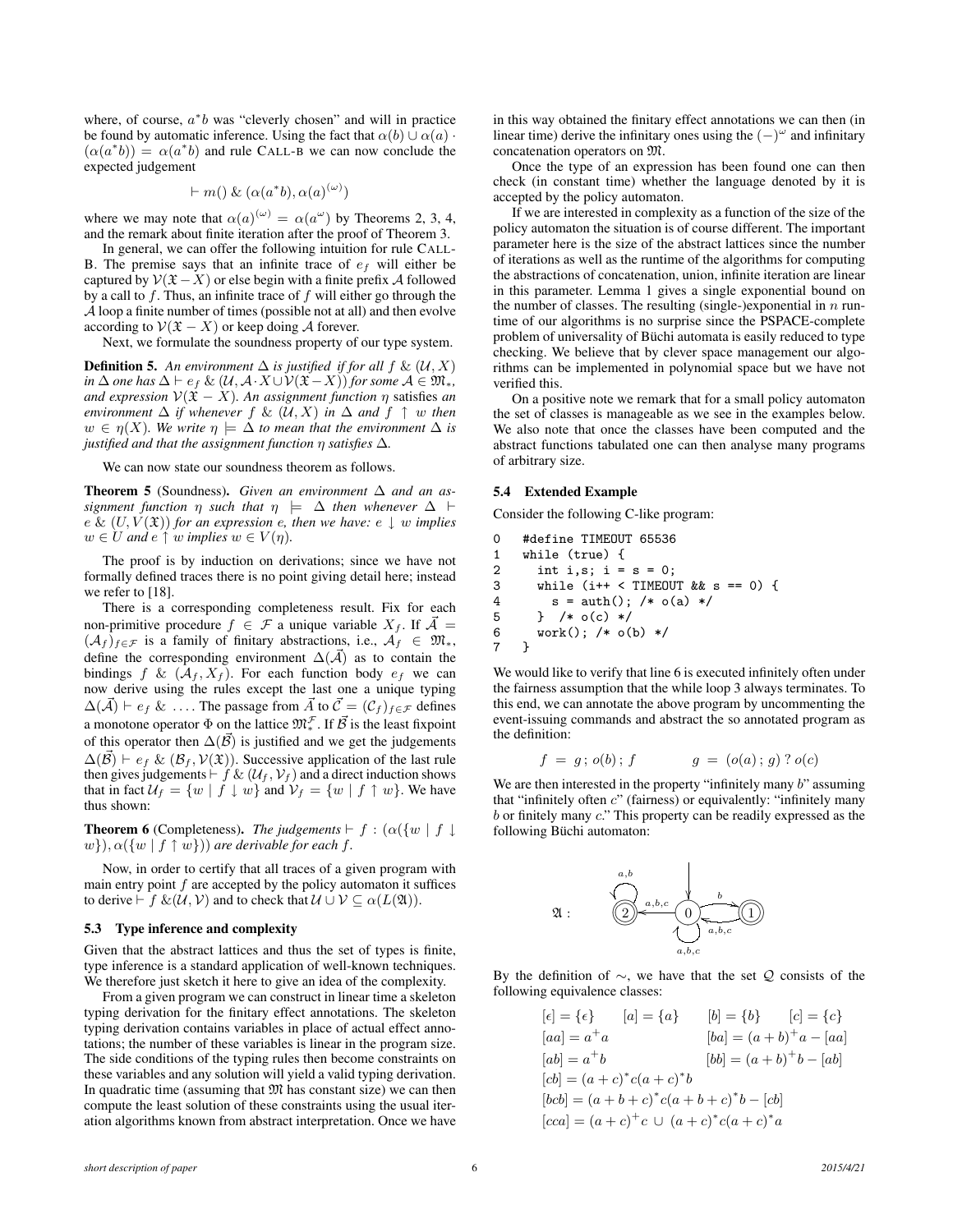where, of course, $a^*b$ was "cleverly chosen" and will in practice be found by automatic inference. Using the fact that $\alpha(b) \cup \alpha(a) \cdot (\alpha(a^*b)) = \alpha(a^*b)$ and rule CALL-B we can now conclude the expected judgement

$$\vdash m() \mathbin{\&} (\alpha(a^*b), \alpha(a)^{(\omega)})$$

where we may note that $\alpha(a)^{(\omega)} = \alpha(a^\omega)$ by Theorems 2, 3, 4, and the remark about finite iteration after the proof of Theorem 3.

In general, we can offer the following intuition for rule CALL-B. The premise says that an infinite trace of $e_f$ will either be captured by $\mathcal{V}(\mathfrak{X} - X)$ or else begin with a finite prefix $\mathcal{A}$ followed by a call to $f$. Thus, an infinite trace of $f$ will either go through the $\mathcal{A}$ loop a finite number of times (possible not at all) and then evolve according to $\mathcal{V}(\mathfrak{X} - X)$ or keep doing $\mathcal{A}$ forever.

Next, we formulate the soundness property of our type system.

**Definition 5.** *An environment $\Delta$ is justified if for all $f \mathbin{\&} (\mathcal{U}, X)$ in $\Delta$ one has $\Delta \vdash e_f \mathbin{\&} (\mathcal{U}, \mathcal{A} \cdot X \cup \mathcal{V}(\mathfrak{X} - X))$ for some $\mathcal{A} \in \mathfrak{M}_*$, and expression $\mathcal{V}(\mathfrak{X} - X)$. An assignment function $\eta$ satisfies an environment $\Delta$ if whenever $f \mathbin{\&} (\mathcal{U}, X)$ in $\Delta$ and $f \uparrow w$ then $w \in \eta(X)$. We write $\eta \models \Delta$ to mean that the environment $\Delta$ is justified and that the assignment function $\eta$ satisfies $\Delta$.*

We can now state our soundness theorem as follows.

**Theorem 5** (Soundness)**.** *Given an environment $\Delta$ and an assignment function $\eta$ such that $\eta \models \Delta$ then whenever $\Delta \vdash e \mathbin{\&} (U, V(\mathfrak{X}))$ for an expression e, then we have: $e \downarrow w$ implies $w \in U$ and $e \uparrow w$ implies $w \in V(\eta)$.*

The proof is by induction on derivations; since we have not formally defined traces there is no point giving detail here; instead we refer to [18].

There is a corresponding completeness result. Fix for each non-primitive procedure $f \in \mathcal{F}$ a unique variable $X_f$. If $\vec{\mathcal{A}} = (\mathcal{A}_f)_{f \in \mathcal{F}}$ is a family of finitary abstractions, i.e., $\mathcal{A}_f \in \mathfrak{M}_*$, define the corresponding environment $\Delta(\vec{\mathcal{A}})$ as to contain the bindings $f \mathbin{\&} (\mathcal{A}_f, X_f)$. For each function body $e_f$ we can now derive using the rules except the last one a unique typing $\Delta(\vec{\mathcal{A}}) \vdash e_f \mathbin{\&} \ldots$. The passage from $\vec{\mathcal{A}}$ to $\vec{\mathcal{C}} = (\mathcal{C}_f)_{f \in \mathcal{F}}$ defines a monotone operator $\Phi$ on the lattice $\mathfrak{M}_*^{\mathcal{F}}$. If $\vec{\mathcal{B}}$ is the least fixpoint of this operator then $\Delta(\vec{\mathcal{B}})$ is justified and we get the judgements $\Delta(\vec{\mathcal{B}}) \vdash e_f \mathbin{\&} (\mathcal{B}_f, \mathcal{V}(\mathfrak{X}))$. Successive application of the last rule then gives judgements $\vdash f \mathbin{\&} (\mathcal{U}_f, \mathcal{V}_f)$ and a direct induction shows that in fact $\mathcal{U}_f = \{w \mid f \downarrow w\}$ and $\mathcal{V}_f = \{w \mid f \uparrow w\}$. We have thus shown:

**Theorem 6** (Completeness)**.** *The judgements $\vdash f : (\alpha(\{w \mid f \downarrow w\}), \alpha(\{w \mid f \uparrow w\}))$ are derivable for each $f$.*

Now, in order to certify that all traces of a given program with main entry point $f$ are accepted by the policy automaton it suffices to derive $\vdash f \mathbin{\&} (\mathcal{U}, \mathcal{V})$ and to check that $\mathcal{U} \cup \mathcal{V} \subseteq \alpha(L(\mathfrak{A}))$.

### 5.3 Type inference and complexity

Given that the abstract lattices and thus the set of types is finite, type inference is a standard application of well-known techniques. We therefore just sketch it here to give an idea of the complexity.

From a given program we can construct in linear time a skeleton typing derivation for the finitary effect annotations. The skeleton typing derivation contains variables in place of actual effect annotations; the number of these variables is linear in the program size. The side conditions of the typing rules then become constraints on these variables and any solution will yield a valid typing derivation. In quadratic time (assuming that $\mathfrak{M}$ has constant size) we can then compute the least solution of these constraints using the usual iteration algorithms known from abstract interpretation. Once we have in this way obtained the finitary effect annotations we can then (in linear time) derive the infinitary ones using the $(-)^\omega$ and infinitary concatenation operators on $\mathfrak{M}$.

Once the type of an expression has been found one can then check (in constant time) whether the language denoted by it is accepted by the policy automaton.

If we are interested in complexity as a function of the size of the policy automaton the situation is of course different. The important parameter here is the size of the abstract lattices since the number of iterations as well as the runtime of the algorithms for computing the abstractions of concatenation, union, infinite iteration are linear in this parameter. Lemma 1 gives a single exponential bound on the number of classes. The resulting (single-)exponential in $n$ runtime of our algorithms is no surprise since the PSPACE-complete problem of universality of Büchi automata is easily reduced to type checking. We believe that by clever space management our algorithms can be implemented in polynomial space but we have not verified this.

On a positive note we remark that for a small policy automaton the set of classes is manageable as we see in the examples below. We also note that once the classes have been computed and the abstract functions tabulated one can then analyse many programs of arbitrary size.

### 5.4 Extended Example

Consider the following C-like program:

```
0    #define TIMEOUT 65536
1    while (true) {
2      int i,s; i = s = 0;
3      while (i++ < TIMEOUT && s == 0) {
4        s = auth(); /* o(a) */
5      }  /* o(c) */
6      work(); /* o(b) */
7    }
```

We would like to verify that line 6 is executed infinitely often under the fairness assumption that the while loop 3 always terminates. To this end, we can annotate the above program by uncommenting the event-issuing commands and abstract the so annotated program as the definition:

$$f \;=\; g\,;\, o(b)\,;\, f \qquad\qquad g \;=\; (o(a)\,;\, g)\;?\; o(c)$$

We are then interested in the property "infinitely many $b$" assuming that "infinitely often $c$" (fairness) or equivalently: "infinitely many $b$ or finitely many $c$." This property can be readily expressed as the following Büchi automaton:

$\mathfrak{A}$ : [automaton with states 0 (initial), 1 (accepting), 2 (accepting); 0 →b→ 1; 1 →a,b,c→ 0; 0 →a,b,c→ 0; 0 →a,b,c→ 2; 2 →a,b→ 2]

By the definition of $\sim$, we have that the set $\mathcal{Q}$ consists of the following equivalence classes:

$$
\begin{array}{llll}
[\epsilon] = \{\epsilon\} & [a] = \{a\} & [b] = \{b\} & [c] = \{c\} \\
[aa] = a^+a & & [ba] = (a+b)^+a - [aa] & \\
[ab] = a^+b & & [bb] = (a+b)^+b - [ab] & \\
[cb] = (a+c)^*c(a+c)^*b & & & \\
[bcb] = (a+b+c)^*c(a+b+c)^*b - [cb] & & & \\
[cca] = (a+c)^+c \,\cup\, (a+c)^*c(a+c)^*a & & &
\end{array}
$$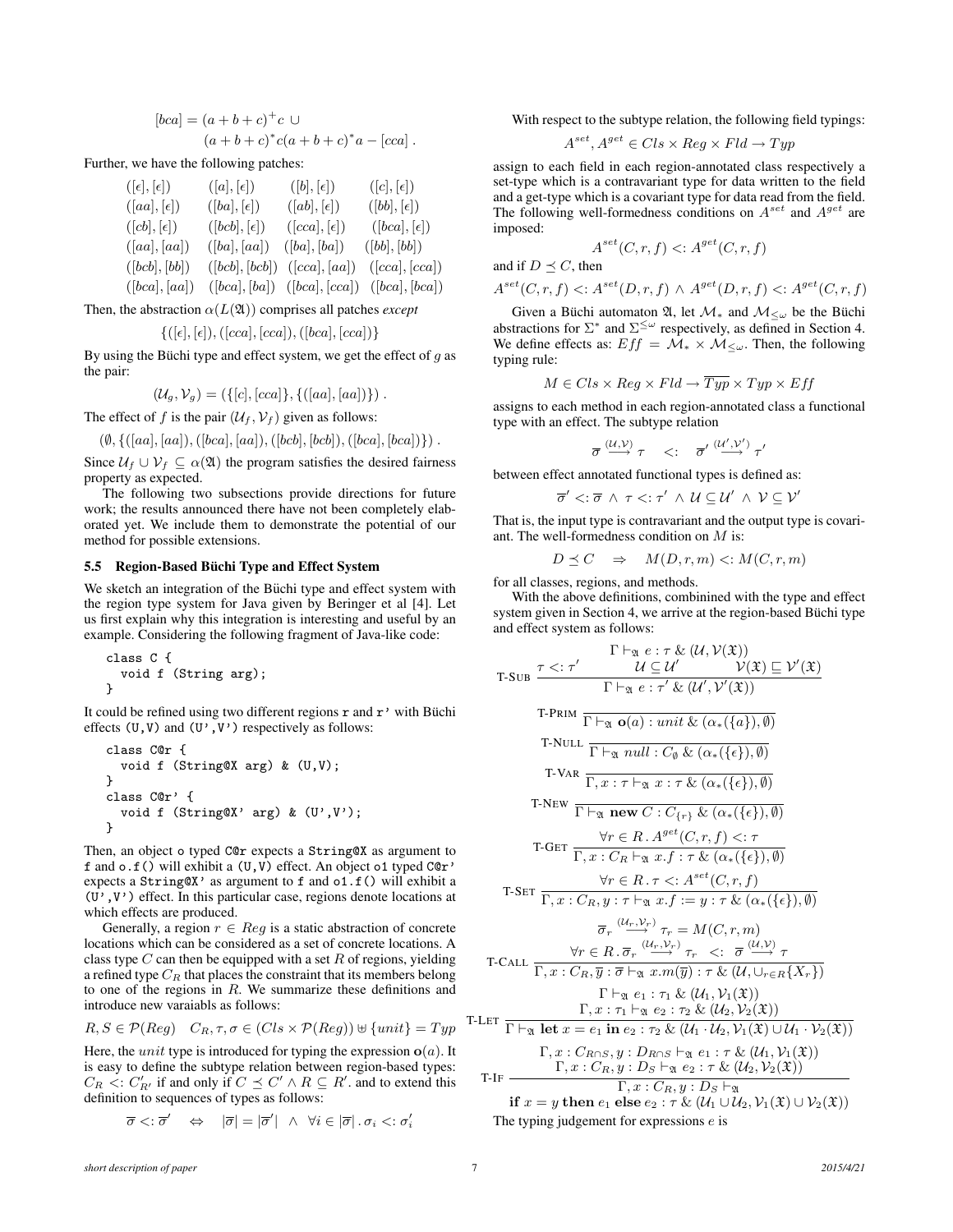$$[bca] = (a+b+c)^+ c \; \cup$$
$$(a+b+c)^* c (a+b+c)^* a - [cca] \; .$$

Further, we have the following patches:

$$\begin{array}{llll}
([\epsilon],[\epsilon]) & ([a],[\epsilon]) & ([b],[\epsilon]) & ([c],[\epsilon]) \\
([aa],[\epsilon]) & ([ba],[\epsilon]) & ([ab],[\epsilon]) & ([bb],[\epsilon]) \\
([cb],[\epsilon]) & ([bcb],[\epsilon]) & ([cca],[\epsilon]) & ([bca],[\epsilon]) \\
([aa],[aa]) & ([ba],[aa]) & ([ba],[ba]) & ([bb],[bb]) \\
([bcb],[bb]) & ([bcb],[bcb]) & ([cca],[aa]) & ([cca],[cca]) \\
([bca],[aa]) & ([bca],[ba]) & ([bca],[cca]) & ([bca],[bca])
\end{array}$$

Then, the abstraction $\alpha(L(\mathfrak{A}))$ comprises all patches *except*

$$\{([\epsilon],[\epsilon]), ([cca],[cca]), ([bca],[cca])\}$$

By using the Büchi type and effect system, we get the effect of $g$ as the pair:

$$(\mathcal{U}_g, \mathcal{V}_g) = (\{[c],[cca]\}, \{([aa],[aa])\}) \; .$$

The effect of $f$ is the pair $(\mathcal{U}_f, \mathcal{V}_f)$ given as follows:

$$(\emptyset, \{([aa],[aa]), ([bca],[aa]), ([bcb],[bcb]), ([bca],[bca])\}) \; .$$

Since $\mathcal{U}_f \cup \mathcal{V}_f \subseteq \alpha(\mathfrak{A})$ the program satisfies the desired fairness property as expected.

The following two subsections provide directions for future work; the results announced there have not been completely elaborated yet. We include them to demonstrate the potential of our method for possible extensions.

### 5.5 Region-Based Büchi Type and Effect System

We sketch an integration of the Büchi type and effect system with the region type system for Java given by Beringer et al [4]. Let us first explain why this integration is interesting and useful by an example. Considering the following fragment of Java-like code:

```
class C {
  void f (String arg);
}
```

It could be refined using two different regions r and r' with Büchi effects (U,V) and (U',V') respectively as follows:

```
class C@r {
  void f (String@X arg) & (U,V);
}
class C@r' {
  void f (String@X' arg) & (U',V');
}
```

Then, an object o typed C@r expects a String@X as argument to f and o.f() will exhibit a (U,V) effect. An object o1 typed C@r' expects a String@X' as argument to f and o1.f() will exhibit a (U',V') effect. In this particular case, regions denote locations at which effects are produced.

Generally, a region $r \in Reg$ is a static abstraction of concrete locations which can be considered as a set of concrete locations. A class type $C$ can then be equipped with a set $R$ of regions, yielding a refined type $C_R$ that places the constraint that its members belong to one of the regions in $R$. We summarize these definitions and introduce new varaiabls as follows:

$$R, S \in \mathcal{P}(Reg) \quad C_R, \tau, \sigma \in (Cls \times \mathcal{P}(Reg)) \uplus \{unit\} = Typ$$

Here, the $unit$ type is introduced for typing the expression $\mathbf{o}(a)$. It is easy to define the subtype relation between region-based types: $C_R <: C'_{R'}$ if and only if $C \preceq C' \wedge R \subseteq R'$. and to extend this definition to sequences of types as follows:

$$\overline{\sigma} <: \overline{\sigma}' \quad \Leftrightarrow \quad |\overline{\sigma}| = |\overline{\sigma}'| \;\wedge\; \forall i \in |\overline{\sigma}| \,.\, \sigma_i <: \sigma'_i$$

With respect to the subtype relation, the following field typings:

$$A^{set}, A^{get} \in Cls \times Reg \times Fld \to Typ$$

assign to each field in each region-annotated class respectively a set-type which is a contravariant type for data written to the field and a get-type which is a covariant type for data read from the field. The following well-formedness conditions on $A^{set}$ and $A^{get}$ are imposed:

$$A^{set}(C,r,f) <: A^{get}(C,r,f)$$

and if $D \preceq C$, then

$$A^{set}(C,r,f) <: A^{set}(D,r,f) \;\wedge\; A^{get}(D,r,f) <: A^{get}(C,r,f)$$

Given a Büchi automaton $\mathfrak{A}$, let $\mathcal{M}_*$ and $\mathcal{M}_{\leq\omega}$ be the Büchi abstractions for $\Sigma^*$ and $\Sigma^{\leq\omega}$ respectively, as defined in Section 4. We define effects as: $Eff = \mathcal{M}_* \times \mathcal{M}_{\leq\omega}$. Then, the following typing rule:

$$M \in Cls \times Reg \times Fld \to \overline{Typ} \times Typ \times Eff$$

assigns to each method in each region-annotated class a functional type with an effect. The subtype relation

$$\overline{\sigma} \overset{(\mathcal{U},\mathcal{V})}{\longrightarrow} \tau \quad <: \quad \overline{\sigma}' \overset{(\mathcal{U}',\mathcal{V}')}{\longrightarrow} \tau'$$

between effect annotated functional types is defined as:

$$\overline{\sigma}' <: \overline{\sigma} \;\wedge\; \tau <: \tau' \;\wedge\; \mathcal{U} \subseteq \mathcal{U}' \;\wedge\; \mathcal{V} \subseteq \mathcal{V}'$$

That is, the input type is contravariant and the output type is covariant. The well-formedness condition on $M$ is:

$$D \preceq C \quad \Rightarrow \quad M(D,r,m) <: M(C,r,m)$$

for all classes, regions, and methods.

With the above definitions, combined with the type and effect system given in Section 4, we arrive at the region-based Büchi type and effect system as follows:

$$\textsc{T-Sub}\;\frac{\Gamma \vdash_{\mathfrak{A}} e : \tau \;\&\; (\mathcal{U}, \mathcal{V}(\mathfrak{X})) \qquad \tau <: \tau' \qquad \mathcal{U} \subseteq \mathcal{U}' \qquad \mathcal{V}(\mathfrak{X}) \sqsubseteq \mathcal{V}'(\mathfrak{X})}{\Gamma \vdash_{\mathfrak{A}} e : \tau' \;\&\; (\mathcal{U}', \mathcal{V}'(\mathfrak{X}))}$$

$$\textsc{T-Prim}\;\frac{}{\Gamma \vdash_{\mathfrak{A}} \mathbf{o}(a) : unit \;\&\; (\alpha_*(\{a\}), \emptyset)}$$

$$\textsc{T-Null}\;\frac{}{\Gamma \vdash_{\mathfrak{A}} null : C_\emptyset \;\&\; (\alpha_*(\{\epsilon\}), \emptyset)}$$

$$\textsc{T-Var}\;\frac{}{\Gamma, x : \tau \vdash_{\mathfrak{A}} x : \tau \;\&\; (\alpha_*(\{\epsilon\}), \emptyset)}$$

$$\textsc{T-New}\;\frac{}{\Gamma \vdash_{\mathfrak{A}} \mathbf{new}\; C : C_{\{r\}} \;\&\; (\alpha_*(\{\epsilon\}), \emptyset)}$$

$$\textsc{T-Get}\;\frac{\forall r \in R \,.\, A^{get}(C,r,f) <: \tau}{\Gamma, x : C_R \vdash_{\mathfrak{A}} x.f : \tau \;\&\; (\alpha_*(\{\epsilon\}), \emptyset)}$$

$$\textsc{T-Set}\;\frac{\forall r \in R \,.\, \tau <: A^{set}(C,r,f)}{\Gamma, x : C_R, y : \tau \vdash_{\mathfrak{A}} x.f := y : \tau \;\&\; (\alpha_*(\{\epsilon\}), \emptyset)}$$

$$\textsc{T-Call}\;\frac{\overline{\sigma}_r \overset{(\mathcal{U}_r,\mathcal{V}_r)}{\longrightarrow} \tau_r = M(C,r,m) \qquad \forall r \in R \,.\, \overline{\sigma}_r \overset{(\mathcal{U}_r,\mathcal{V}_r)}{\longrightarrow} \tau_r \;<:\; \overline{\sigma} \overset{(\mathcal{U},\mathcal{V})}{\longrightarrow} \tau}{\Gamma, x : C_R, \overline{y} : \overline{\sigma} \vdash_{\mathfrak{A}} x.m(\overline{y}) : \tau \;\&\; (\mathcal{U}, \cup_{r \in R}\{X_r\})}$$

$$\textsc{T-Let}\;\frac{\Gamma \vdash_{\mathfrak{A}} e_1 : \tau_1 \;\&\; (\mathcal{U}_1, \mathcal{V}_1(\mathfrak{X})) \qquad \Gamma, x : \tau_1 \vdash_{\mathfrak{A}} e_2 : \tau_2 \;\&\; (\mathcal{U}_2, \mathcal{V}_2(\mathfrak{X}))}{\Gamma \vdash_{\mathfrak{A}} \mathbf{let}\; x = e_1 \;\mathbf{in}\; e_2 : \tau_2 \;\&\; (\mathcal{U}_1 \cdot \mathcal{U}_2, \mathcal{V}_1(\mathfrak{X}) \cup \mathcal{U}_1 \cdot \mathcal{V}_2(\mathfrak{X}))}$$

$$\textsc{T-If}\;\frac{\Gamma, x : C_{R \cap S}, y : D_{R \cap S} \vdash_{\mathfrak{A}} e_1 : \tau \;\&\; (\mathcal{U}_1, \mathcal{V}_1(\mathfrak{X})) \qquad \Gamma, x : C_R, y : D_S \vdash_{\mathfrak{A}} e_2 : \tau \;\&\; (\mathcal{U}_2, \mathcal{V}_2(\mathfrak{X}))}{\Gamma, x : C_R, y : D_S \vdash_{\mathfrak{A}} \mathbf{if}\; x = y \;\mathbf{then}\; e_1 \;\mathbf{else}\; e_2 : \tau \;\&\; (\mathcal{U}_1 \cup \mathcal{U}_2, \mathcal{V}_1(\mathfrak{X}) \cup \mathcal{V}_2(\mathfrak{X}))}$$

The typing judgement for expressions $e$ is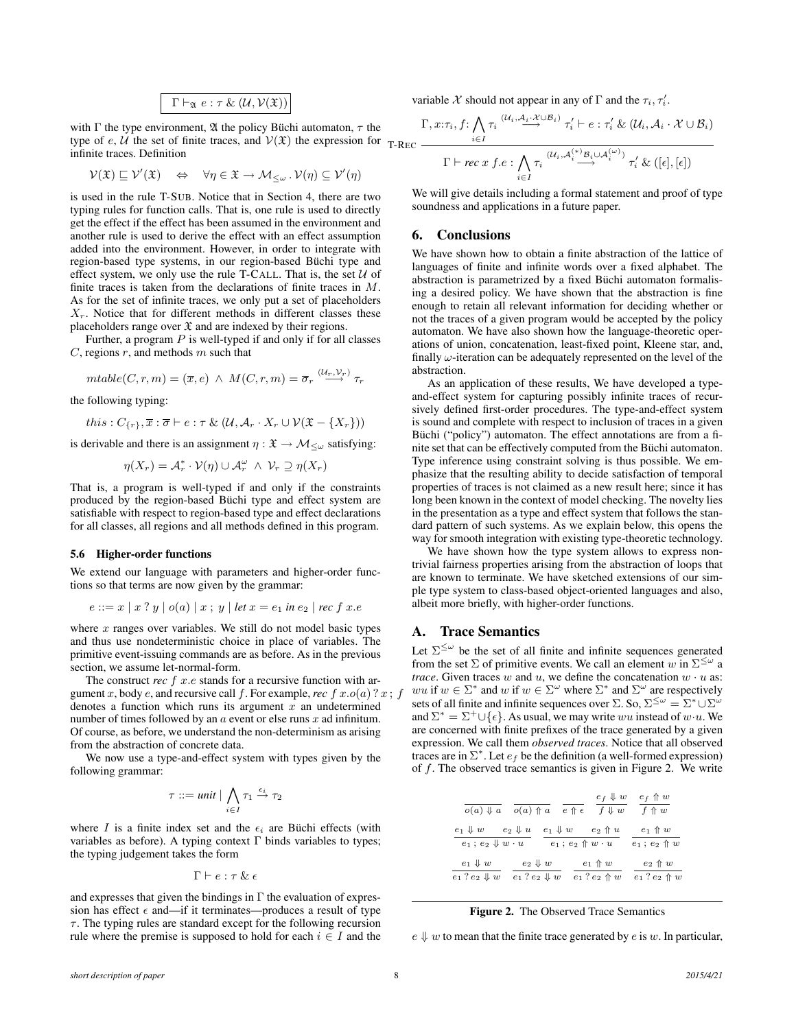$$\boxed{\Gamma \vdash_{\mathfrak{A}} e : \tau \,\&\, (\mathcal{U}, \mathcal{V}(\mathfrak{X}))}$$

with $\Gamma$ the type environment, $\mathfrak{A}$ the policy Büchi automaton, $\tau$ the type of $e$, $\mathcal{U}$ the set of finite traces, and $\mathcal{V}(\mathfrak{X})$ the expression for infinite traces. Definition

$$\mathcal{V}(\mathfrak{X}) \sqsubseteq \mathcal{V}'(\mathfrak{X}) \quad \Leftrightarrow \quad \forall \eta \in \mathfrak{X} \to \mathcal{M}_{\leq\omega} . \mathcal{V}(\eta) \subseteq \mathcal{V}'(\eta)$$

is used in the rule T-SUB. Notice that in Section 4, there are two typing rules for function calls. That is, one rule is used to directly get the effect if the effect has been assumed in the environment and another rule is used to derive the effect with an effect assumption added into the environment. However, in order to integrate with region-based type systems, in our region-based Büchi type and effect system, we only use the rule T-CALL. That is, the set $\mathcal{U}$ of finite traces is taken from the declarations of finite traces in $M$. As for the set of infinite traces, we only put a set of placeholders $X_r$. Notice that for different methods in different classes these placeholders range over $\mathfrak{X}$ and are indexed by their regions.

Further, a program $P$ is well-typed if and only if for all classes $C$, regions $r$, and methods $m$ such that

$$mtable(C, r, m) = (\overline{x}, e) \;\wedge\; M(C, r, m) = \overline{\sigma}_r \overset{(\mathcal{U}_r, \mathcal{V}_r)}{\longrightarrow} \tau_r$$

the following typing:

$$this : C_{\{r\}}, \overline{x} : \overline{\sigma} \vdash e : \tau \,\&\, (\mathcal{U}, \mathcal{A}_r \cdot X_r \cup \mathcal{V}(\mathfrak{X} - \{X_r\}))$$

is derivable and there is an assignment $\eta : \mathfrak{X} \to \mathcal{M}_{\leq\omega}$ satisfying:

$$\eta(X_r) = \mathcal{A}_r^* \cdot \mathcal{V}(\eta) \cup \mathcal{A}_r^\omega \;\wedge\; \mathcal{V}_r \supseteq \eta(X_r)$$

That is, a program is well-typed if and only if the constraints produced by the region-based Büchi type and effect system are satisfiable with respect to region-based type and effect declarations for all classes, all regions and all methods defined in this program.

### 5.6 Higher-order functions

We extend our language with parameters and higher-order functions so that terms are now given by the grammar:

$$e ::= x \mid x \,?\, y \mid o(a) \mid x \,;\, y \mid \textit{let } x = e_1 \textit{ in } e_2 \mid \textit{rec } f\ x.e$$

where $x$ ranges over variables. We still do not model basic types and thus use nondeterministic choice in place of variables. The primitive event-issuing commands are as before. As in the previous section, we assume let-normal-form.

The construct *rec* $f\ x.e$ stands for a recursive function with argument $x$, body $e$, and recursive call $f$. For example, *rec* $f\ x.o(a) \,?\, x \,;\, f$ denotes a function which runs its argument $x$ an undetermined number of times followed by an $a$ event or else runs $x$ ad infinitum. Of course, as before, we understand the non-determinism as arising from the abstraction of concrete data.

We now use a type-and-effect system with types given by the following grammar:

$$\tau ::= \textit{unit} \mid \bigwedge_{i \in I} \tau_1 \overset{\epsilon_i}{\to} \tau_2$$

where $I$ is a finite index set and the $\epsilon_i$ are Büchi effects (with variables as before). A typing context $\Gamma$ binds variables to types; the typing judgement takes the form

$$\Gamma \vdash e : \tau \,\&\, \epsilon$$

and expresses that given the bindings in $\Gamma$ the evaluation of expression has effect $\epsilon$ and—if it terminates—produces a result of type $\tau$. The typing rules are standard except for the following recursion rule where the premise is supposed to hold for each $i \in I$ and the variable $\mathcal{X}$ should not appear in any of $\Gamma$ and the $\tau_i, \tau_i'$.

$$\text{T-REC}\ \frac{\Gamma, x{:}\tau_i, f{:} \bigwedge_{i \in I} \tau_i \overset{(\mathcal{U}_i, \mathcal{A}_i \cdot \mathcal{X} \cup \mathcal{B}_i)}{\longrightarrow} \tau_i' \vdash e : \tau_i' \,\&\, (\mathcal{U}_i, \mathcal{A}_i \cdot \mathcal{X} \cup \mathcal{B}_i)}{\Gamma \vdash \textit{rec } x\ f.e : \bigwedge_{i \in I} \tau_i \overset{(\mathcal{U}_i, \mathcal{A}_i^{(*)} \mathcal{B}_i \cup \mathcal{A}_i^{(\omega)})}{\longrightarrow} \tau_i' \,\&\, ([\epsilon], [\epsilon])}$$

We will give details including a formal statement and proof of type soundness and applications in a future paper.

## 6. Conclusions

We have shown how to obtain a finite abstraction of the lattice of languages of finite and infinite words over a fixed alphabet. The abstraction is parametrized by a fixed Büchi automaton formalising a desired policy. We have shown that the abstraction is fine enough to retain all relevant information for deciding whether or not the traces of a given program would be accepted by the policy automaton. We have also shown how the language-theoretic operations of union, concatenation, least-fixed point, Kleene star, and, finally $\omega$-iteration can be adequately represented on the level of the abstraction.

As an application of these results, We have developed a type-and-effect system for capturing possibly infinite traces of recursively defined first-order procedures. The type-and-effect system is sound and complete with respect to inclusion of traces in a given Büchi ("policy") automaton. The effect annotations are from a finite set that can be effectively computed from the Büchi automaton. Type inference using constraint solving is thus possible. We emphasize that the resulting ability to decide satisfaction of temporal properties of traces is not claimed as a new result here; since it has long been known in the context of model checking. The novelty lies in the presentation as a type and effect system that follows the standard pattern of such systems. As we explain below, this opens the way for smooth integration with existing type-theoretic technology.

We have shown how the type system allows to express nontrivial fairness properties arising from the abstraction of loops that are known to terminate. We have sketched extensions of our simple type system to class-based object-oriented languages and also, albeit more briefly, with higher-order functions.

## A. Trace Semantics

Let $\Sigma^{\leq\omega}$ be the set of all finite and infinite sequences generated from the set $\Sigma$ of primitive events. We call an element $w$ in $\Sigma^{\leq\omega}$ a *trace*. Given traces $w$ and $u$, we define the concatenation $w \cdot u$ as: $wu$ if $w \in \Sigma^*$ and $w$ if $w \in \Sigma^\omega$ where $\Sigma^*$ and $\Sigma^\omega$ are respectively sets of all finite and infinite sequences over $\Sigma$. So, $\Sigma^{\leq\omega} = \Sigma^* \cup \Sigma^\omega$ and $\Sigma^* = \Sigma^+ \cup \{\epsilon\}$. As usual, we may write $wu$ instead of $w \cdot u$. We are concerned with finite prefixes of the trace generated by a given expression. We call them *observed traces*. Notice that all observed traces are in $\Sigma^*$. Let $e_f$ be the definition (a well-formed expression) of $f$. The observed trace semantics is given in Figure 2. We write

$$\frac{}{o(a) \Downarrow a} \quad \frac{}{o(a) \Uparrow a} \quad \frac{}{e \Uparrow \epsilon} \quad \frac{e_f \Downarrow w}{f \Downarrow w} \quad \frac{e_f \Uparrow w}{f \Uparrow w}$$

$$\frac{e_1 \Downarrow w \quad e_2 \Downarrow u}{e_1 \,;\, e_2 \Downarrow w \cdot u} \quad \frac{e_1 \Downarrow w \quad e_2 \Uparrow u}{e_1 \,;\, e_2 \Uparrow w \cdot u} \quad \frac{e_1 \Uparrow w}{e_1 \,;\, e_2 \Uparrow w}$$

$$\frac{e_1 \Downarrow w}{e_1 \,?\, e_2 \Downarrow w} \quad \frac{e_2 \Downarrow w}{e_1 \,?\, e_2 \Downarrow w} \quad \frac{e_1 \Uparrow w}{e_1 \,?\, e_2 \Uparrow w} \quad \frac{e_2 \Uparrow w}{e_1 \,?\, e_2 \Uparrow w}$$

**Figure 2.** The Observed Trace Semantics

$e \Downarrow w$ to mean that the finite trace generated by $e$ is $w$. In particular,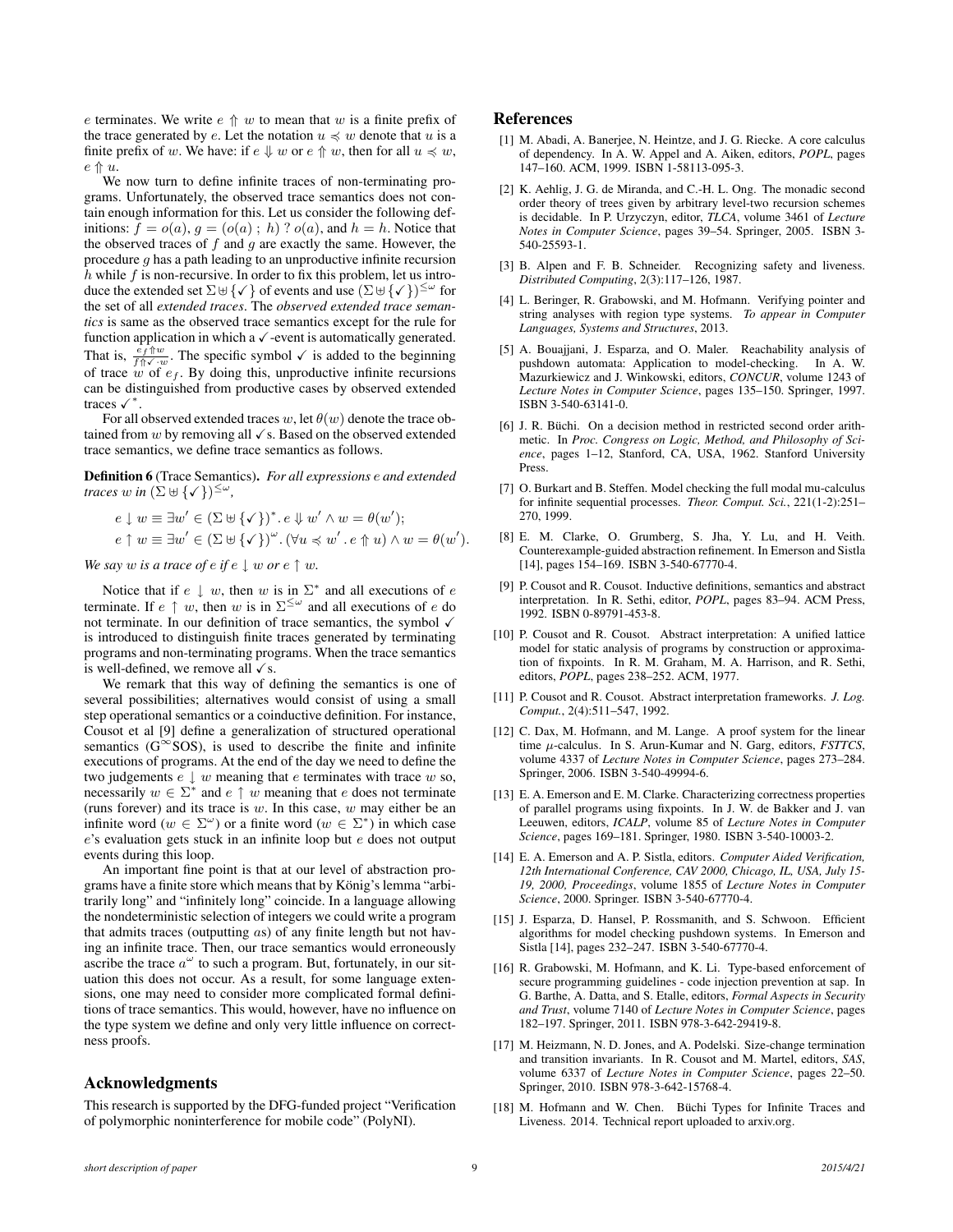$e$ terminates. We write $e \Uparrow w$ to mean that $w$ is a finite prefix of the trace generated by $e$. Let the notation $u \preccurlyeq w$ denote that $u$ is a finite prefix of $w$. We have: if $e \Downarrow w$ or $e \Uparrow w$, then for all $u \preccurlyeq w$, $e \Uparrow u$.

We now turn to define infinite traces of non-terminating programs. Unfortunately, the observed trace semantics does not contain enough information for this. Let us consider the following definitions: $f = o(a)$, $g = (o(a)\ ;\ h)\ ?\ o(a)$, and $h = h$. Notice that the observed traces of $f$ and $g$ are exactly the same. However, the procedure $g$ has a path leading to an unproductive infinite recursion $h$ while $f$ is non-recursive. In order to fix this problem, let us introduce the extended set $\Sigma \uplus \{\checkmark\}$ of events and use $(\Sigma \uplus \{\checkmark\})^{\leq\omega}$ for the set of all *extended traces*. The *observed extended trace semantics* is same as the observed trace semantics except for the rule for function application in which a $\checkmark$-event is automatically generated. That is, $\frac{e_f \Uparrow w}{f \Uparrow \checkmark \cdot w}$. The specific symbol $\checkmark$ is added to the beginning of trace $w$ of $e_f$. By doing this, unproductive infinite recursions can be distinguished from productive cases by observed extended traces $\checkmark^*$.

For all observed extended traces $w$, let $\theta(w)$ denote the trace obtained from $w$ by removing all $\checkmark$s. Based on the observed extended trace semantics, we define trace semantics as follows.

**Definition 6** (Trace Semantics). *For all expressions $e$ and extended traces $w$ in $(\Sigma \uplus \{\checkmark\})^{\leq\omega}$,*

$$e \downarrow w \equiv \exists w' \in (\Sigma \uplus \{\checkmark\})^*.\, e \Downarrow w' \wedge w = \theta(w');$$
$$e \uparrow w \equiv \exists w' \in (\Sigma \uplus \{\checkmark\})^\omega.\, (\forall u \preccurlyeq w'.\, e \Uparrow u) \wedge w = \theta(w').$$

*We say $w$ is a trace of $e$ if $e \downarrow w$ or $e \uparrow w$.*

Notice that if $e \downarrow w$, then $w$ is in $\Sigma^*$ and all executions of $e$ terminate. If $e \uparrow w$, then $w$ is in $\Sigma^{\leq\omega}$ and all executions of $e$ do not terminate. In our definition of trace semantics, the symbol $\checkmark$ is introduced to distinguish finite traces generated by terminating programs and non-terminating programs. When the trace semantics is well-defined, we remove all $\checkmark$s.

We remark that this way of defining the semantics is one of several possibilities; alternatives would consist of using a small step operational semantics or a coinductive definition. For instance, Cousot et al [9] define a generalization of structured operational semantics ($G^\infty$SOS), is used to describe the finite and infinite executions of programs. At the end of the day we need to define the two judgements $e \downarrow w$ meaning that $e$ terminates with trace $w$ so, necessarily $w \in \Sigma^*$ and $e \uparrow w$ meaning that $e$ does not terminate (runs forever) and its trace is $w$. In this case, $w$ may either be an infinite word ($w \in \Sigma^\omega$) or a finite word ($w \in \Sigma^*$) in which case $e$'s evaluation gets stuck in an infinite loop but $e$ does not output events during this loop.

An important fine point is that at our level of abstraction programs have a finite store which means that by König's lemma "arbitrarily long" and "infinitely long" coincide. In a language allowing the nondeterministic selection of integers we could write a program that admits traces (outputting $a$s) of any finite length but not having an infinite trace. Then, our trace semantics would erroneously ascribe the trace $a^\omega$ to such a program. But, fortunately, in our situation this does not occur. As a result, for some language extensions, one may need to consider more complicated formal definitions of trace semantics. This would, however, have no influence on the type system we define and only very little influence on correctness proofs.

## Acknowledgments

This research is supported by the DFG-funded project "Verification of polymorphic noninterference for mobile code" (PolyNI).

## References

[1] M. Abadi, A. Banerjee, N. Heintze, and J. G. Riecke. A core calculus of dependency. In A. W. Appel and A. Aiken, editors, *POPL*, pages 147–160. ACM, 1999. ISBN 1-58113-095-3.

[2] K. Aehlig, J. G. de Miranda, and C.-H. L. Ong. The monadic second order theory of trees given by arbitrary level-two recursion schemes is decidable. In P. Urzyczyn, editor, *TLCA*, volume 3461 of *Lecture Notes in Computer Science*, pages 39–54. Springer, 2005. ISBN 3-540-25593-1.

[3] B. Alpen and F. B. Schneider. Recognizing safety and liveness. *Distributed Computing*, 2(3):117–126, 1987.

[4] L. Beringer, R. Grabowski, and M. Hofmann. Verifying pointer and string analyses with region type systems. *To appear in Computer Languages, Systems and Structures*, 2013.

[5] A. Bouajjani, J. Esparza, and O. Maler. Reachability analysis of pushdown automata: Application to model-checking. In A. W. Mazurkiewicz and J. Winkowski, editors, *CONCUR*, volume 1243 of *Lecture Notes in Computer Science*, pages 135–150. Springer, 1997. ISBN 3-540-63141-0.

[6] J. R. Büchi. On a decision method in restricted second order arithmetic. In *Proc. Congress on Logic, Method, and Philosophy of Science*, pages 1–12, Stanford, CA, USA, 1962. Stanford University Press.

[7] O. Burkart and B. Steffen. Model checking the full modal mu-calculus for infinite sequential processes. *Theor. Comput. Sci.*, 221(1-2):251–270, 1999.

[8] E. M. Clarke, O. Grumberg, S. Jha, Y. Lu, and H. Veith. Counterexample-guided abstraction refinement. In Emerson and Sistla [14], pages 154–169. ISBN 3-540-67770-4.

[9] P. Cousot and R. Cousot. Inductive definitions, semantics and abstract interpretation. In R. Sethi, editor, *POPL*, pages 83–94. ACM Press, 1992. ISBN 0-89791-453-8.

[10] P. Cousot and R. Cousot. Abstract interpretation: A unified lattice model for static analysis of programs by construction or approximation of fixpoints. In R. M. Graham, M. A. Harrison, and R. Sethi, editors, *POPL*, pages 238–252. ACM, 1977.

[11] P. Cousot and R. Cousot. Abstract interpretation frameworks. *J. Log. Comput.*, 2(4):511–547, 1992.

[12] C. Dax, M. Hofmann, and M. Lange. A proof system for the linear time $\mu$-calculus. In S. Arun-Kumar and N. Garg, editors, *FSTTCS*, volume 4337 of *Lecture Notes in Computer Science*, pages 273–284. Springer, 2006. ISBN 3-540-49994-6.

[13] E. A. Emerson and E. M. Clarke. Characterizing correctness properties of parallel programs using fixpoints. In J. W. de Bakker and J. van Leeuwen, editors, *ICALP*, volume 85 of *Lecture Notes in Computer Science*, pages 169–181. Springer, 1980. ISBN 3-540-10003-2.

[14] E. A. Emerson and A. P. Sistla, editors. *Computer Aided Verification, 12th International Conference, CAV 2000, Chicago, IL, USA, July 15-19, 2000, Proceedings*, volume 1855 of *Lecture Notes in Computer Science*, 2000. Springer. ISBN 3-540-67770-4.

[15] J. Esparza, D. Hansel, P. Rossmanith, and S. Schwoon. Efficient algorithms for model checking pushdown systems. In Emerson and Sistla [14], pages 232–247. ISBN 3-540-67770-4.

[16] R. Grabowski, M. Hofmann, and K. Li. Type-based enforcement of secure programming guidelines - code injection prevention at sap. In G. Barthe, A. Datta, and S. Etalle, editors, *Formal Aspects in Security and Trust*, volume 7140 of *Lecture Notes in Computer Science*, pages 182–197. Springer, 2011. ISBN 978-3-642-29419-8.

[17] M. Heizmann, N. D. Jones, and A. Podelski. Size-change termination and transition invariants. In R. Cousot and M. Martel, editors, *SAS*, volume 6337 of *Lecture Notes in Computer Science*, pages 22–50. Springer, 2010. ISBN 978-3-642-15768-4.

[18] M. Hofmann and W. Chen. Büchi Types for Infinite Traces and Liveness. 2014. Technical report uploaded to arxiv.org.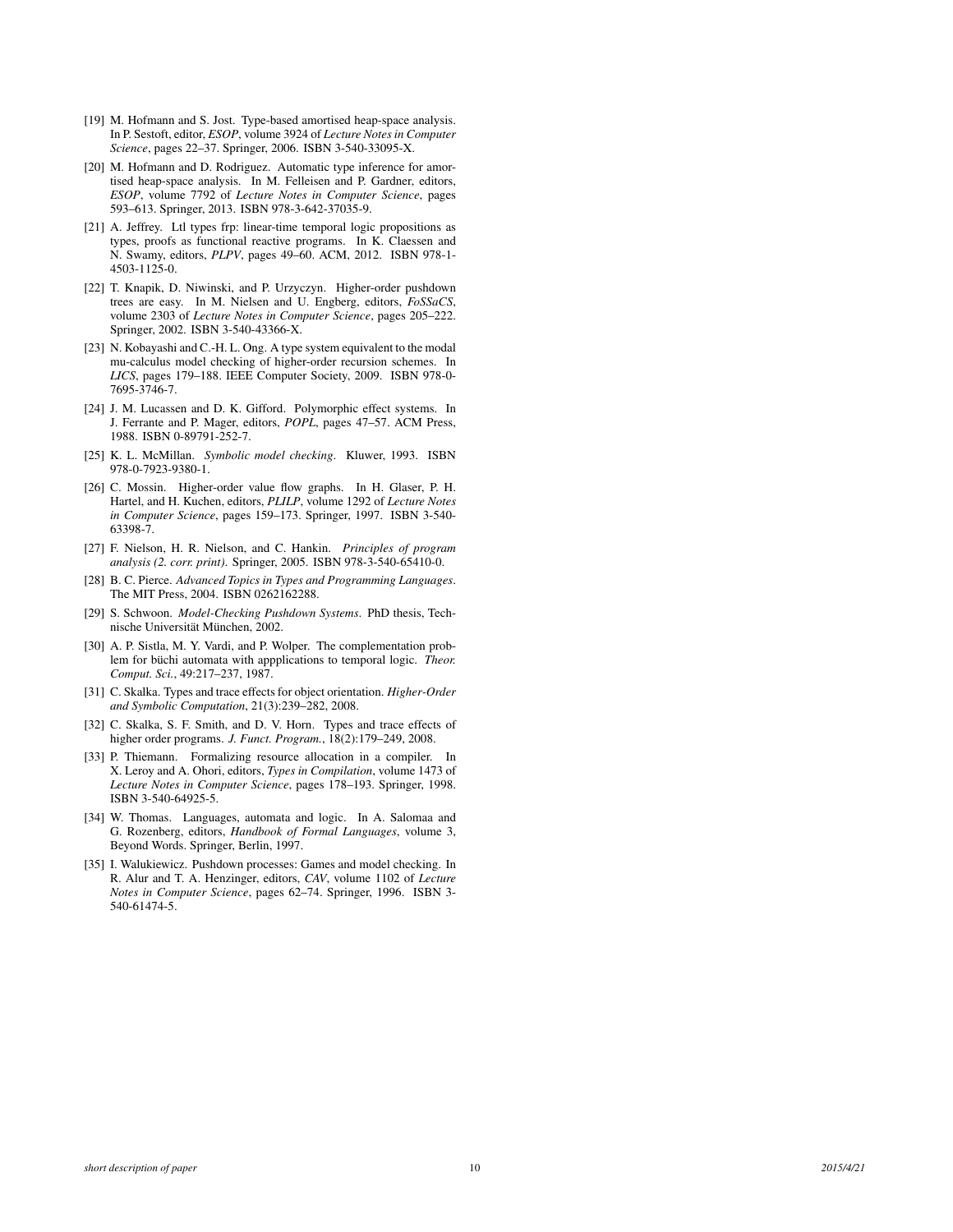[19] M. Hofmann and S. Jost. Type-based amortised heap-space analysis. In P. Sestoft, editor, *ESOP*, volume 3924 of *Lecture Notes in Computer Science*, pages 22–37. Springer, 2006. ISBN 3-540-33095-X.

[20] M. Hofmann and D. Rodriguez. Automatic type inference for amortised heap-space analysis. In M. Felleisen and P. Gardner, editors, *ESOP*, volume 7792 of *Lecture Notes in Computer Science*, pages 593–613. Springer, 2013. ISBN 978-3-642-37035-9.

[21] A. Jeffrey. Ltl types frp: linear-time temporal logic propositions as types, proofs as functional reactive programs. In K. Claessen and N. Swamy, editors, *PLPV*, pages 49–60. ACM, 2012. ISBN 978-1-4503-1125-0.

[22] T. Knapik, D. Niwinski, and P. Urzyczyn. Higher-order pushdown trees are easy. In M. Nielsen and U. Engberg, editors, *FoSSaCS*, volume 2303 of *Lecture Notes in Computer Science*, pages 205–222. Springer, 2002. ISBN 3-540-43366-X.

[23] N. Kobayashi and C.-H. L. Ong. A type system equivalent to the modal mu-calculus model checking of higher-order recursion schemes. In *LICS*, pages 179–188. IEEE Computer Society, 2009. ISBN 978-0-7695-3746-7.

[24] J. M. Lucassen and D. K. Gifford. Polymorphic effect systems. In J. Ferrante and P. Mager, editors, *POPL*, pages 47–57. ACM Press, 1988. ISBN 0-89791-252-7.

[25] K. L. McMillan. *Symbolic model checking*. Kluwer, 1993. ISBN 978-0-7923-9380-1.

[26] C. Mossin. Higher-order value flow graphs. In H. Glaser, P. H. Hartel, and H. Kuchen, editors, *PLILP*, volume 1292 of *Lecture Notes in Computer Science*, pages 159–173. Springer, 1997. ISBN 3-540-63398-7.

[27] F. Nielson, H. R. Nielson, and C. Hankin. *Principles of program analysis (2. corr. print)*. Springer, 2005. ISBN 978-3-540-65410-0.

[28] B. C. Pierce. *Advanced Topics in Types and Programming Languages*. The MIT Press, 2004. ISBN 0262162288.

[29] S. Schwoon. *Model-Checking Pushdown Systems*. PhD thesis, Technische Universität München, 2002.

[30] A. P. Sistla, M. Y. Vardi, and P. Wolper. The complementation problem for büchi automata with appplications to temporal logic. *Theor. Comput. Sci.*, 49:217–237, 1987.

[31] C. Skalka. Types and trace effects for object orientation. *Higher-Order and Symbolic Computation*, 21(3):239–282, 2008.

[32] C. Skalka, S. F. Smith, and D. V. Horn. Types and trace effects of higher order programs. *J. Funct. Program.*, 18(2):179–249, 2008.

[33] P. Thiemann. Formalizing resource allocation in a compiler. In X. Leroy and A. Ohori, editors, *Types in Compilation*, volume 1473 of *Lecture Notes in Computer Science*, pages 178–193. Springer, 1998. ISBN 3-540-64925-5.

[34] W. Thomas. Languages, automata and logic. In A. Salomaa and G. Rozenberg, editors, *Handbook of Formal Languages*, volume 3, Beyond Words. Springer, Berlin, 1997.

[35] I. Walukiewicz. Pushdown processes: Games and model checking. In R. Alur and T. A. Henzinger, editors, *CAV*, volume 1102 of *Lecture Notes in Computer Science*, pages 62–74. Springer, 1996. ISBN 3-540-61474-5.